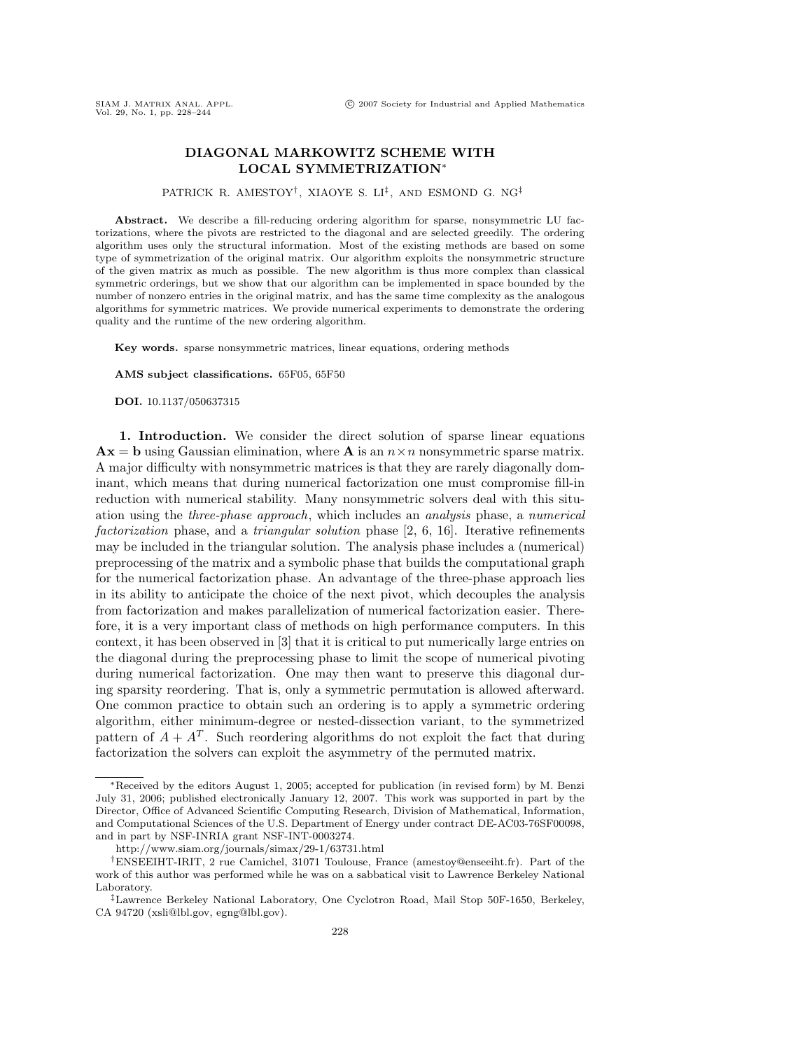# DIAGONAL MARKOWITZ SCHEME WITH LOCAL SYMMETRIZATION*

PATRICK R. AMESTOY[†], XIAOYE S. LI[‡], AND ESMOND G. NG[‡]

**Abstract.** We describe a fill-reducing ordering algorithm for sparse, nonsymmetric LU factorizations, where the pivots are restricted to the diagonal and are selected greedily. The ordering algorithm uses only the structural information. Most of the existing methods are based on some type of symmetrization of the original matrix. Our algorithm exploits the nonsymmetric structure of the given matrix as much as possible. The new algorithm is thus more complex than classical symmetric orderings, but we show that our algorithm can be implemented in space bounded by the number of nonzero entries in the original matrix, and has the same time complexity as the analogous algorithms for symmetric matrices. We provide numerical experiments to demonstrate the ordering quality and the runtime of the new ordering algorithm.

**Key words.** sparse nonsymmetric matrices, linear equations, ordering methods

**AMS subject classifications.** 65F05, 65F50

**DOI.** 10.1137/050637315

## 1. Introduction.

We consider the direct solution of sparse linear equations $\mathbf{Ax} = \mathbf{b}$ using Gaussian elimination, where $\mathbf{A}$ is an $n \times n$ nonsymmetric sparse matrix. A major difficulty with nonsymmetric matrices is that they are rarely diagonally dominant, which means that during numerical factorization one must compromise fill-in reduction with numerical stability. Many nonsymmetric solvers deal with this situation using the *three-phase approach*, which includes an *analysis* phase, a *numerical factorization* phase, and a *triangular solution* phase [2, 6, 16]. Iterative refinements may be included in the triangular solution. The analysis phase includes a (numerical) preprocessing of the matrix and a symbolic phase that builds the computational graph for the numerical factorization phase. An advantage of the three-phase approach lies in its ability to anticipate the choice of the next pivot, which decouples the analysis from factorization and makes parallelization of numerical factorization easier. Therefore, it is a very important class of methods on high performance computers. In this context, it has been observed in [3] that it is critical to put numerically large entries on the diagonal during the preprocessing phase to limit the scope of numerical pivoting during numerical factorization. One may then want to preserve this diagonal during sparsity reordering. That is, only a symmetric permutation is allowed afterward. One common practice to obtain such an ordering is to apply a symmetric ordering algorithm, either minimum-degree or nested-dissection variant, to the symmetrized pattern of $A + A^T$. Such reordering algorithms do not exploit the fact that during factorization the solvers can exploit the asymmetry of the permuted matrix.

---

*Received by the editors August 1, 2005; accepted for publication (in revised form) by M. Benzi July 31, 2006; published electronically January 12, 2007. This work was supported in part by the Director, Office of Advanced Scientific Computing Research, Division of Mathematical, Information, and Computational Sciences of the U.S. Department of Energy under contract DE-AC03-76SF00098, and in part by NSF-INRIA grant NSF-INT-0003274.

http://www.siam.org/journals/simax/29-1/63731.html

[†]ENSEEIHT-IRIT, 2 rue Camichel, 31071 Toulouse, France (amestoy@enseeiht.fr). Part of the work of this author was performed while he was on a sabbatical visit to Lawrence Berkeley National Laboratory.

[‡]Lawrence Berkeley National Laboratory, One Cyclotron Road, Mail Stop 50F-1650, Berkeley, CA 94720 (xsli@lbl.gov, egng@lbl.gov).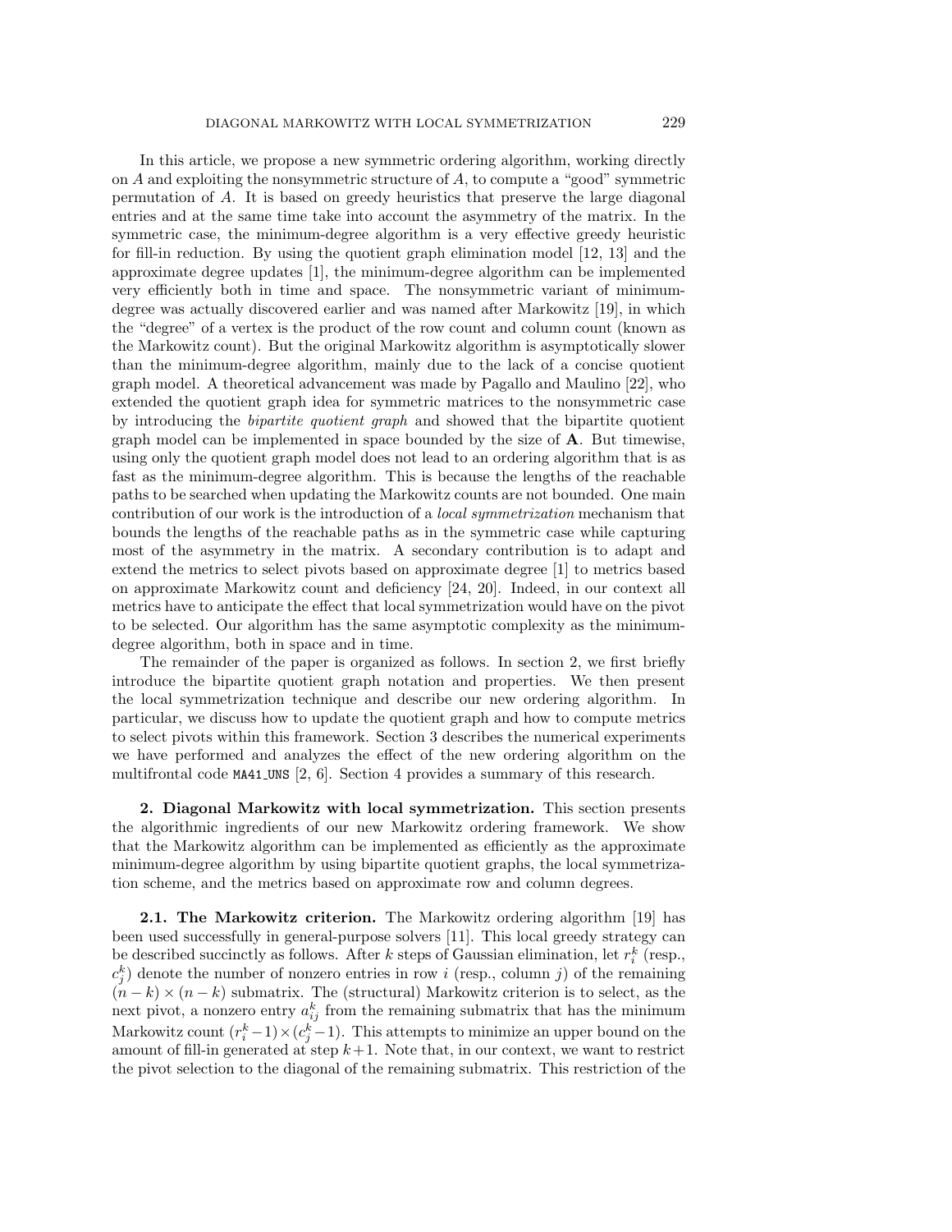In this article, we propose a new symmetric ordering algorithm, working directly on $A$ and exploiting the nonsymmetric structure of $A$, to compute a "good" symmetric permutation of $A$. It is based on greedy heuristics that preserve the large diagonal entries and at the same time take into account the asymmetry of the matrix. In the symmetric case, the minimum-degree algorithm is a very effective greedy heuristic for fill-in reduction. By using the quotient graph elimination model [12, 13] and the approximate degree updates [1], the minimum-degree algorithm can be implemented very efficiently both in time and space. The nonsymmetric variant of minimum-degree was actually discovered earlier and was named after Markowitz [19], in which the "degree" of a vertex is the product of the row count and column count (known as the Markowitz count). But the original Markowitz algorithm is asymptotically slower than the minimum-degree algorithm, mainly due to the lack of a concise quotient graph model. A theoretical advancement was made by Pagallo and Maulino [22], who extended the quotient graph idea for symmetric matrices to the nonsymmetric case by introducing the *bipartite quotient graph* and showed that the bipartite quotient graph model can be implemented in space bounded by the size of $\mathbf{A}$. But timewise, using only the quotient graph model does not lead to an ordering algorithm that is as fast as the minimum-degree algorithm. This is because the lengths of the reachable paths to be searched when updating the Markowitz counts are not bounded. One main contribution of our work is the introduction of a *local symmetrization* mechanism that bounds the lengths of the reachable paths as in the symmetric case while capturing most of the asymmetry in the matrix. A secondary contribution is to adapt and extend the metrics to select pivots based on approximate degree [1] to metrics based on approximate Markowitz count and deficiency [24, 20]. Indeed, in our context all metrics have to anticipate the effect that local symmetrization would have on the pivot to be selected. Our algorithm has the same asymptotic complexity as the minimum-degree algorithm, both in space and in time.

The remainder of the paper is organized as follows. In section 2, we first briefly introduce the bipartite quotient graph notation and properties. We then present the local symmetrization technique and describe our new ordering algorithm. In particular, we discuss how to update the quotient graph and how to compute metrics to select pivots within this framework. Section 3 describes the numerical experiments we have performed and analyzes the effect of the new ordering algorithm on the multifrontal code MA41_UNS [2, 6]. Section 4 provides a summary of this research.

## 2. Diagonal Markowitz with local symmetrization.

This section presents the algorithmic ingredients of our new Markowitz ordering framework. We show that the Markowitz algorithm can be implemented as efficiently as the approximate minimum-degree algorithm by using bipartite quotient graphs, the local symmetrization scheme, and the metrics based on approximate row and column degrees.

### 2.1. The Markowitz criterion.

The Markowitz ordering algorithm [19] has been used successfully in general-purpose solvers [11]. This local greedy strategy can be described succinctly as follows. After $k$ steps of Gaussian elimination, let $r_i^k$ (resp., $c_j^k$) denote the number of nonzero entries in row $i$ (resp., column $j$) of the remaining $(n-k) \times (n-k)$ submatrix. The (structural) Markowitz criterion is to select, as the next pivot, a nonzero entry $a_{ij}^k$ from the remaining submatrix that has the minimum Markowitz count $(r_i^k-1) \times (c_j^k-1)$. This attempts to minimize an upper bound on the amount of fill-in generated at step $k+1$. Note that, in our context, we want to restrict the pivot selection to the diagonal of the remaining submatrix. This restriction of the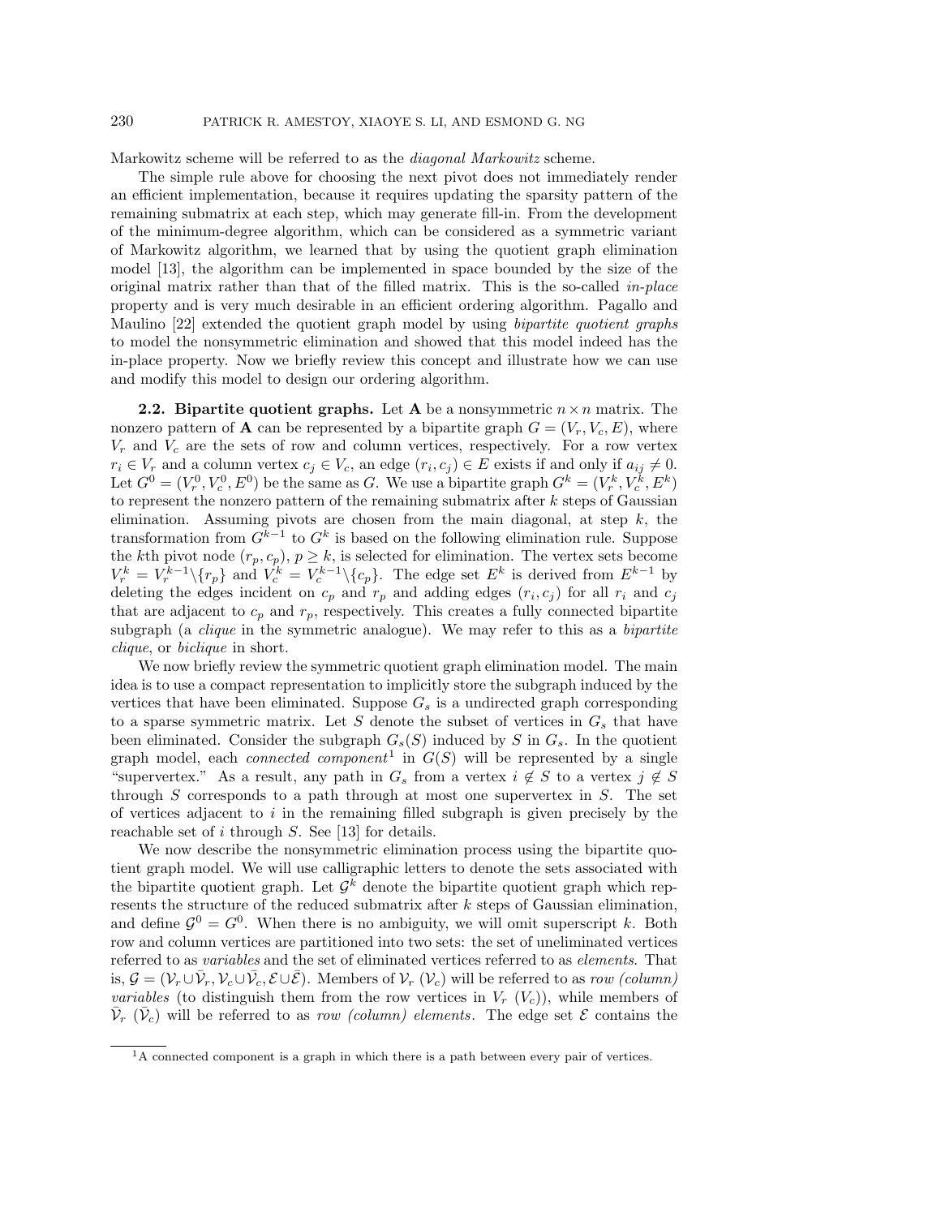Markowitz scheme will be referred to as the *diagonal Markowitz* scheme.

The simple rule above for choosing the next pivot does not immediately render an efficient implementation, because it requires updating the sparsity pattern of the remaining submatrix at each step, which may generate fill-in. From the development of the minimum-degree algorithm, which can be considered as a symmetric variant of Markowitz algorithm, we learned that by using the quotient graph elimination model [13], the algorithm can be implemented in space bounded by the size of the original matrix rather than that of the filled matrix. This is the so-called *in-place* property and is very much desirable in an efficient ordering algorithm. Pagallo and Maulino [22] extended the quotient graph model by using *bipartite quotient graphs* to model the nonsymmetric elimination and showed that this model indeed has the in-place property. Now we briefly review this concept and illustrate how we can use and modify this model to design our ordering algorithm.

**2.2. Bipartite quotient graphs.** Let $\mathbf{A}$ be a nonsymmetric $n \times n$ matrix. The nonzero pattern of $\mathbf{A}$ can be represented by a bipartite graph $G = (V_r, V_c, E)$, where $V_r$ and $V_c$ are the sets of row and column vertices, respectively. For a row vertex $r_i \in V_r$ and a column vertex $c_j \in V_c$, an edge $(r_i, c_j) \in E$ exists if and only if $a_{ij} \neq 0$. Let $G^0 = (V_r^0, V_c^0, E^0)$ be the same as $G$. We use a bipartite graph $G^k = (V_r^k, V_c^k, E^k)$ to represent the nonzero pattern of the remaining submatrix after $k$ steps of Gaussian elimination. Assuming pivots are chosen from the main diagonal, at step $k$, the transformation from $G^{k-1}$ to $G^k$ is based on the following elimination rule. Suppose the $k$th pivot node $(r_p, c_p)$, $p \geq k$, is selected for elimination. The vertex sets become $V_r^k = V_r^{k-1} \backslash \{r_p\}$ and $V_c^k = V_c^{k-1} \backslash \{c_p\}$. The edge set $E^k$ is derived from $E^{k-1}$ by deleting the edges incident on $c_p$ and $r_p$ and adding edges $(r_i, c_j)$ for all $r_i$ and $c_j$ that are adjacent to $c_p$ and $r_p$, respectively. This creates a fully connected bipartite subgraph (a *clique* in the symmetric analogue). We may refer to this as a *bipartite clique*, or *biclique* in short.

We now briefly review the symmetric quotient graph elimination model. The main idea is to use a compact representation to implicitly store the subgraph induced by the vertices that have been eliminated. Suppose $G_s$ is a undirected graph corresponding to a sparse symmetric matrix. Let $S$ denote the subset of vertices in $G_s$ that have been eliminated. Consider the subgraph $G_s(S)$ induced by $S$ in $G_s$. In the quotient graph model, each *connected component*[1] in $G(S)$ will be represented by a single "supervertex." As a result, any path in $G_s$ from a vertex $i \notin S$ to a vertex $j \notin S$ through $S$ corresponds to a path through at most one supervertex in $S$. The set of vertices adjacent to $i$ in the remaining filled subgraph is given precisely by the reachable set of $i$ through $S$. See [13] for details.

We now describe the nonsymmetric elimination process using the bipartite quotient graph model. We will use calligraphic letters to denote the sets associated with the bipartite quotient graph. Let $\mathcal{G}^k$ denote the bipartite quotient graph which represents the structure of the reduced submatrix after $k$ steps of Gaussian elimination, and define $\mathcal{G}^0 = G^0$. When there is no ambiguity, we will omit superscript $k$. Both row and column vertices are partitioned into two sets: the set of uneliminated vertices referred to as *variables* and the set of eliminated vertices referred to as *elements*. That is, $\mathcal{G} = (\mathcal{V}_r \cup \bar{\mathcal{V}}_r, \mathcal{V}_c \cup \bar{\mathcal{V}}_c, \mathcal{E} \cup \bar{\mathcal{E}})$. Members of $\mathcal{V}_r$ ($\mathcal{V}_c$) will be referred to as *row (column) variables* (to distinguish them from the row vertices in $V_r$ ($V_c$)), while members of $\bar{\mathcal{V}}_r$ ($\bar{\mathcal{V}}_c$) will be referred to as *row (column) elements*. The edge set $\mathcal{E}$ contains the

[1] A connected component is a graph in which there is a path between every pair of vertices.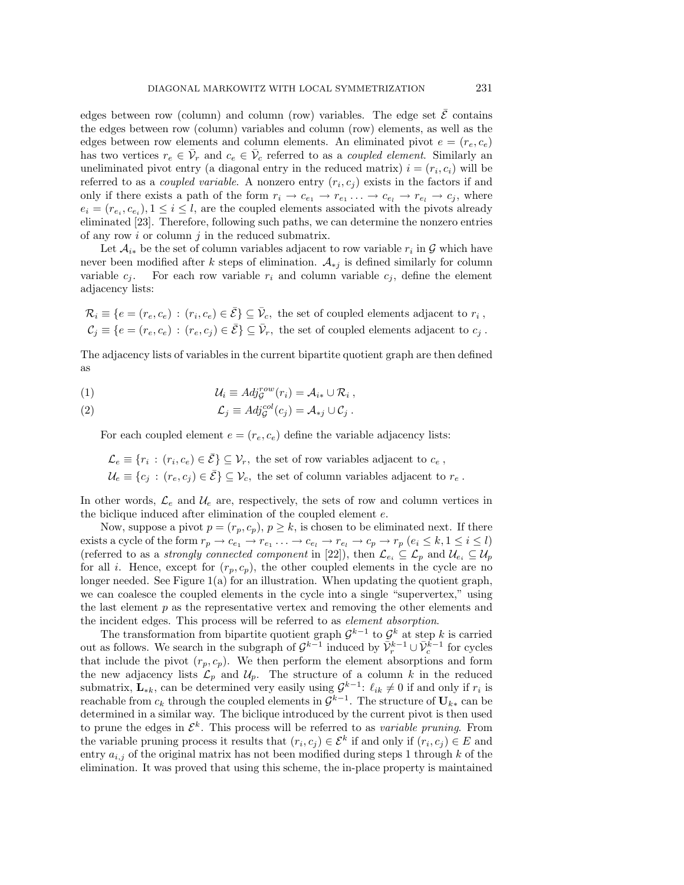edges between row (column) and column (row) variables. The edge set $\bar{\mathcal{E}}$ contains the edges between row (column) variables and column (row) elements, as well as the edges between row elements and column elements. An eliminated pivot $e = (r_e, c_e)$ has two vertices $r_e \in \bar{\mathcal{V}}_r$ and $c_e \in \bar{\mathcal{V}}_c$ referred to as a *coupled element*. Similarly an uneliminated pivot entry (a diagonal entry in the reduced matrix) $i = (r_i, c_i)$ will be referred to as a *coupled variable*. A nonzero entry $(r_i, c_j)$ exists in the factors if and only if there exists a path of the form $r_i \rightarrow c_{e_1} \rightarrow r_{e_1} \ldots \rightarrow c_{e_l} \rightarrow r_{e_l} \rightarrow c_j$, where $e_i = (r_{e_i}, c_{e_i}), 1 \leq i \leq l$, are the coupled elements associated with the pivots already eliminated [23]. Therefore, following such paths, we can determine the nonzero entries of any row $i$ or column $j$ in the reduced submatrix.

Let $\mathcal{A}_{i*}$ be the set of column variables adjacent to row variable $r_i$ in $\mathcal{G}$ which have never been modified after $k$ steps of elimination. $\mathcal{A}_{*j}$ is defined similarly for column variable $c_j$. For each row variable $r_i$ and column variable $c_j$, define the element adjacency lists:

$$\mathcal{R}_i \equiv \{e = (r_e, c_e) : (r_i, c_e) \in \bar{\mathcal{E}}\} \subseteq \bar{\mathcal{V}}_c, \text{ the set of coupled elements adjacent to } r_i \,,$$
$$\mathcal{C}_j \equiv \{e = (r_e, c_e) : (r_e, c_j) \in \bar{\mathcal{E}}\} \subseteq \bar{\mathcal{V}}_r, \text{ the set of coupled elements adjacent to } c_j \,.$$

The adjacency lists of variables in the current bipartite quotient graph are then defined as

$$\mathcal{U}_i \equiv Adj_{\mathcal{G}}^{row}(r_i) = \mathcal{A}_{i*} \cup \mathcal{R}_i \,, \tag{1}$$

$$\mathcal{L}_j \equiv Adj_{\mathcal{G}}^{col}(c_j) = \mathcal{A}_{*j} \cup \mathcal{C}_j \,. \tag{2}$$

For each coupled element $e = (r_e, c_e)$ define the variable adjacency lists:

$$\mathcal{L}_e \equiv \{r_i : (r_i, c_e) \in \bar{\mathcal{E}}\} \subseteq \mathcal{V}_r, \text{ the set of row variables adjacent to } c_e \,,$$
$$\mathcal{U}_e \equiv \{c_j : (r_e, c_j) \in \bar{\mathcal{E}}\} \subseteq \mathcal{V}_c, \text{ the set of column variables adjacent to } r_e \,.$$

In other words, $\mathcal{L}_e$ and $\mathcal{U}_e$ are, respectively, the sets of row and column vertices in the biclique induced after elimination of the coupled element $e$.

Now, suppose a pivot $p = (r_p, c_p)$, $p \geq k$, is chosen to be eliminated next. If there exists a cycle of the form $r_p \rightarrow c_{e_1} \rightarrow r_{e_1} \ldots \rightarrow c_{e_l} \rightarrow r_{e_l} \rightarrow c_p \rightarrow r_p$ ($e_i \leq k, 1 \leq i \leq l$) (referred to as a *strongly connected component* in [22]), then $\mathcal{L}_{e_i} \subseteq \mathcal{L}_p$ and $\mathcal{U}_{e_i} \subseteq \mathcal{U}_p$ for all $i$. Hence, except for $(r_p, c_p)$, the other coupled elements in the cycle are no longer needed. See Figure 1(a) for an illustration. When updating the quotient graph, we can coalesce the coupled elements in the cycle into a single "supervertex," using the last element $p$ as the representative vertex and removing the other elements and the incident edges. This process will be referred to as *element absorption*.

The transformation from bipartite quotient graph $\mathcal{G}^{k-1}$ to $\mathcal{G}^k$ at step $k$ is carried out as follows. We search in the subgraph of $\mathcal{G}^{k-1}$ induced by $\bar{\mathcal{V}}_r^{k-1} \cup \bar{\mathcal{V}}_c^{k-1}$ for cycles that include the pivot $(r_p, c_p)$. We then perform the element absorptions and form the new adjacency lists $\mathcal{L}_p$ and $\mathcal{U}_p$. The structure of a column $k$ in the reduced submatrix, $\mathbf{L}_{*k}$, can be determined very easily using $\mathcal{G}^{k-1}$: $\ell_{ik} \neq 0$ if and only if $r_i$ is reachable from $c_k$ through the coupled elements in $\mathcal{G}^{k-1}$. The structure of $\mathbf{U}_{k*}$ can be determined in a similar way. The biclique introduced by the current pivot is then used to prune the edges in $\mathcal{E}^k$. This process will be referred to as *variable pruning*. From the variable pruning process it results that $(r_i, c_j) \in \mathcal{E}^k$ if and only if $(r_i, c_j) \in E$ and entry $a_{i,j}$ of the original matrix has not been modified during steps 1 through $k$ of the elimination. It was proved that using this scheme, the in-place property is maintained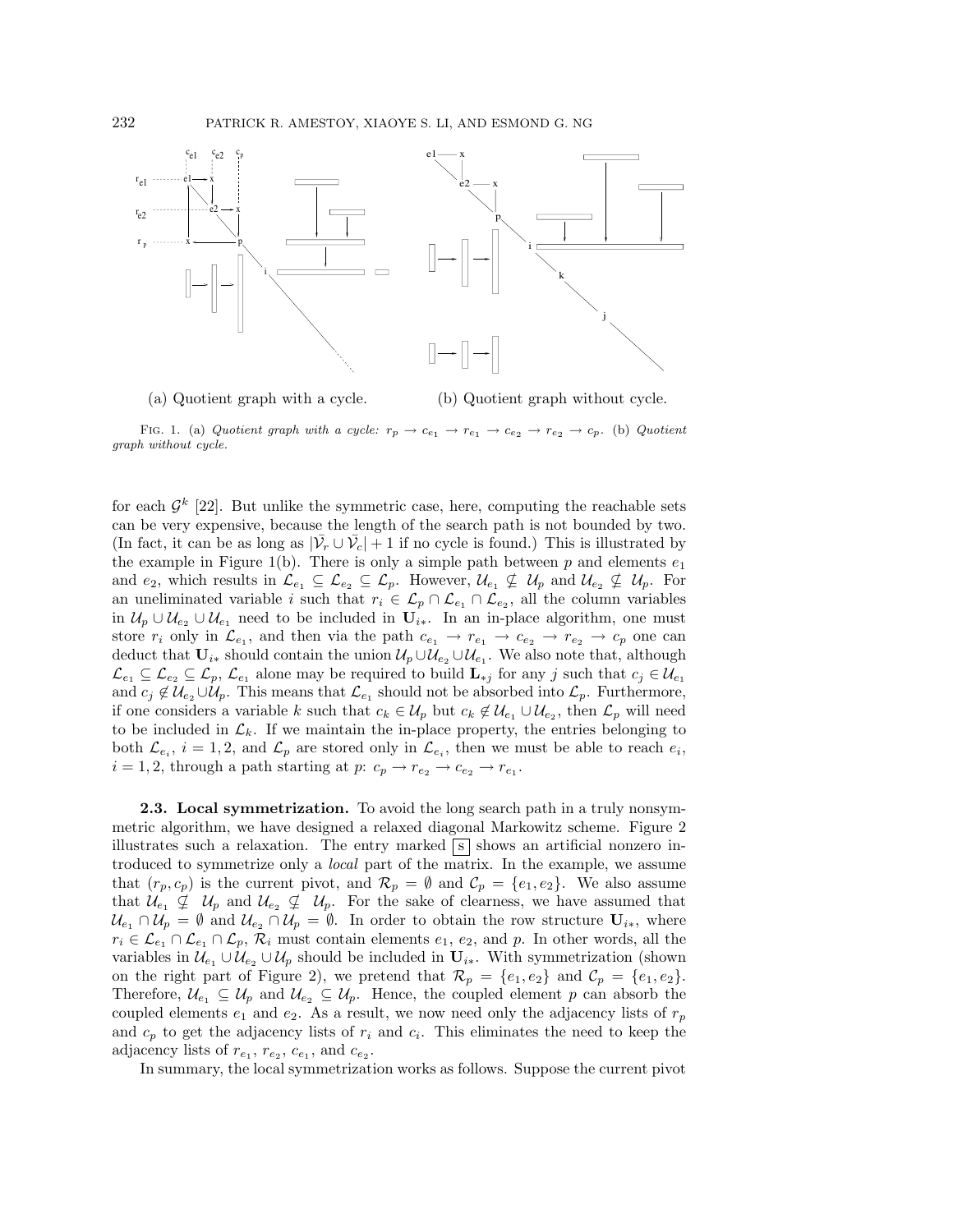(a) Quotient graph with a cycle.

(b) Quotient graph without cycle.

FIG. 1. (a) *Quotient graph with a cycle:* $r_p \to c_{e_1} \to r_{e_1} \to c_{e_2} \to r_{e_2} \to c_p$. (b) *Quotient graph without cycle.*

for each $\mathcal{G}^k$ [22]. But unlike the symmetric case, here, computing the reachable sets can be very expensive, because the length of the search path is not bounded by two. (In fact, it can be as long as $|\bar{\mathcal{V}}_r \cup \bar{\mathcal{V}}_c| + 1$ if no cycle is found.) This is illustrated by the example in Figure 1(b). There is only a simple path between $p$ and elements $e_1$ and $e_2$, which results in $\mathcal{L}_{e_1} \subseteq \mathcal{L}_{e_2} \subseteq \mathcal{L}_p$. However, $\mathcal{U}_{e_1} \not\subseteq \mathcal{U}_p$ and $\mathcal{U}_{e_2} \not\subseteq \mathcal{U}_p$. For an uneliminated variable $i$ such that $r_i \in \mathcal{L}_p \cap \mathcal{L}_{e_1} \cap \mathcal{L}_{e_2}$, all the column variables in $\mathcal{U}_p \cup \mathcal{U}_{e_2} \cup \mathcal{U}_{e_1}$ need to be included in $\mathbf{U}_{i*}$. In an in-place algorithm, one must store $r_i$ only in $\mathcal{L}_{e_1}$, and then via the path $c_{e_1} \to r_{e_1} \to c_{e_2} \to r_{e_2} \to c_p$ one can deduct that $\mathbf{U}_{i*}$ should contain the union $\mathcal{U}_p \cup \mathcal{U}_{e_2} \cup \mathcal{U}_{e_1}$. We also note that, although $\mathcal{L}_{e_1} \subseteq \mathcal{L}_{e_2} \subseteq \mathcal{L}_p$, $\mathcal{L}_{e_1}$ alone may be required to build $\mathbf{L}_{*j}$ for any $j$ such that $c_j \in \mathcal{U}_{e_1}$ and $c_j \notin \mathcal{U}_{e_2} \cup \mathcal{U}_p$. This means that $\mathcal{L}_{e_1}$ should not be absorbed into $\mathcal{L}_p$. Furthermore, if one considers a variable $k$ such that $c_k \in \mathcal{U}_p$ but $c_k \notin \mathcal{U}_{e_1} \cup \mathcal{U}_{e_2}$, then $\mathcal{L}_p$ will need to be included in $\mathcal{L}_k$. If we maintain the in-place property, the entries belonging to both $\mathcal{L}_{e_i}$, $i = 1, 2$, and $\mathcal{L}_p$ are stored only in $\mathcal{L}_{e_i}$, then we must be able to reach $e_i$, $i = 1, 2$, through a path starting at $p$: $c_p \to r_{e_2} \to c_{e_2} \to r_{e_1}$.

**2.3. Local symmetrization.** To avoid the long search path in a truly nonsymmetric algorithm, we have designed a relaxed diagonal Markowitz scheme. Figure 2 illustrates such a relaxation. The entry marked $\boxed{\text{s}}$ shows an artificial nonzero introduced to symmetrize only a *local* part of the matrix. In the example, we assume that $(r_p, c_p)$ is the current pivot, and $\mathcal{R}_p = \emptyset$ and $\mathcal{C}_p = \{e_1, e_2\}$. We also assume that $\mathcal{U}_{e_1} \not\subseteq \mathcal{U}_p$ and $\mathcal{U}_{e_2} \not\subseteq \mathcal{U}_p$. For the sake of clearness, we have assumed that $\mathcal{U}_{e_1} \cap \mathcal{U}_p = \emptyset$ and $\mathcal{U}_{e_2} \cap \mathcal{U}_p = \emptyset$. In order to obtain the row structure $\mathbf{U}_{i*}$, where $r_i \in \mathcal{L}_{e_1} \cap \mathcal{L}_{e_1} \cap \mathcal{L}_p$, $\mathcal{R}_i$ must contain elements $e_1$, $e_2$, and $p$. In other words, all the variables in $\mathcal{U}_{e_1} \cup \mathcal{U}_{e_2} \cup \mathcal{U}_p$ should be included in $\mathbf{U}_{i*}$. With symmetrization (shown on the right part of Figure 2), we pretend that $\mathcal{R}_p = \{e_1, e_2\}$ and $\mathcal{C}_p = \{e_1, e_2\}$. Therefore, $\mathcal{U}_{e_1} \subseteq \mathcal{U}_p$ and $\mathcal{U}_{e_2} \subseteq \mathcal{U}_p$. Hence, the coupled element $p$ can absorb the coupled elements $e_1$ and $e_2$. As a result, we now need only the adjacency lists of $r_p$ and $c_p$ to get the adjacency lists of $r_i$ and $c_i$. This eliminates the need to keep the adjacency lists of $r_{e_1}$, $r_{e_2}$, $c_{e_1}$, and $c_{e_2}$.

In summary, the local symmetrization works as follows. Suppose the current pivot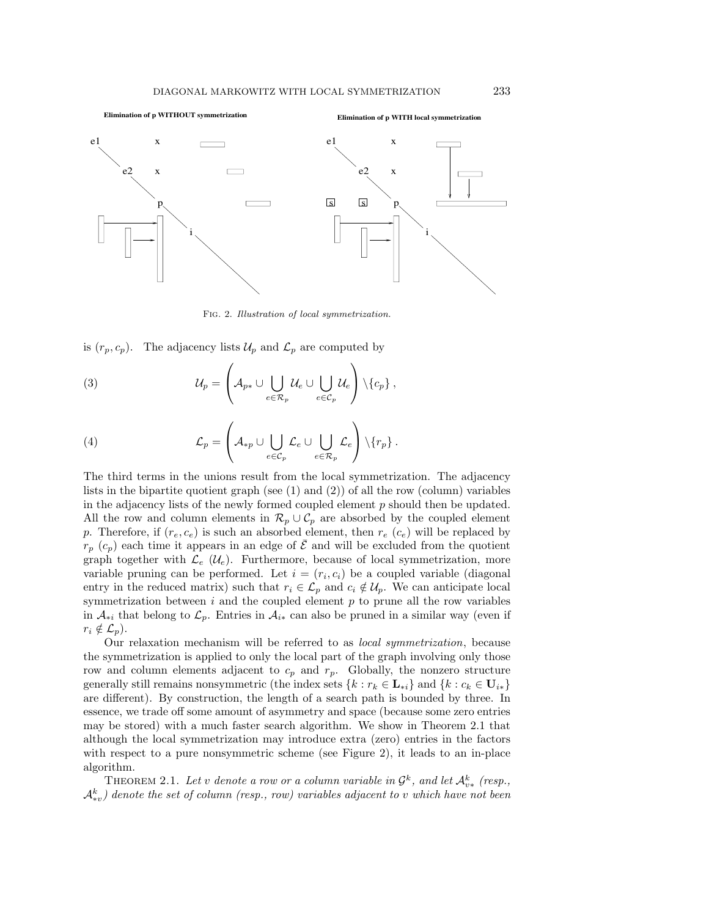Fig. 2. *Illustration of local symmetrization.*

is $(r_p, c_p)$. The adjacency lists $\mathcal{U}_p$ and $\mathcal{L}_p$ are computed by

$$\mathcal{U}_p = \left( \mathcal{A}_{p*} \cup \bigcup_{e \in \mathcal{R}_p} \mathcal{U}_e \cup \bigcup_{e \in \mathcal{C}_p} \mathcal{U}_e \right) \setminus \{c_p\}, \tag{3}$$

$$\mathcal{L}_p = \left( \mathcal{A}_{*p} \cup \bigcup_{e \in \mathcal{C}_p} \mathcal{L}_e \cup \bigcup_{e \in \mathcal{R}_p} \mathcal{L}_e \right) \setminus \{r_p\}. \tag{4}$$

The third terms in the unions result from the local symmetrization. The adjacency lists in the bipartite quotient graph (see (1) and (2)) of all the row (column) variables in the adjacency lists of the newly formed coupled element $p$ should then be updated. All the row and column elements in $\mathcal{R}_p \cup \mathcal{C}_p$ are absorbed by the coupled element $p$. Therefore, if $(r_e, c_e)$ is such an absorbed element, then $r_e$ ($c_e$) will be replaced by $r_p$ ($c_p$) each time it appears in an edge of $\bar{\mathcal{E}}$ and will be excluded from the quotient graph together with $\mathcal{L}_e$ ($\mathcal{U}_e$). Furthermore, because of local symmetrization, more variable pruning can be performed. Let $i = (r_i, c_i)$ be a coupled variable (diagonal entry in the reduced matrix) such that $r_i \in \mathcal{L}_p$ and $c_i \notin \mathcal{U}_p$. We can anticipate local symmetrization between $i$ and the coupled element $p$ to prune all the row variables in $\mathcal{A}_{*i}$ that belong to $\mathcal{L}_p$. Entries in $\mathcal{A}_{i*}$ can also be pruned in a similar way (even if $r_i \notin \mathcal{L}_p$).

Our relaxation mechanism will be referred to as *local symmetrization*, because the symmetrization is applied to only the local part of the graph involving only those row and column elements adjacent to $c_p$ and $r_p$. Globally, the nonzero structure generally still remains nonsymmetric (the index sets $\{k : r_k \in \mathbf{L}_{*i}\}$ and $\{k : c_k \in \mathbf{U}_{i*}\}$ are different). By construction, the length of a search path is bounded by three. In essence, we trade off some amount of asymmetry and space (because some zero entries may be stored) with a much faster search algorithm. We show in Theorem 2.1 that although the local symmetrization may introduce extra (zero) entries in the factors with respect to a pure nonsymmetric scheme (see Figure 2), it leads to an in-place algorithm.

Theorem 2.1. *Let $v$ denote a row or a column variable in $\mathcal{G}^k$, and let $\mathcal{A}^k_{v*}$ (resp., $\mathcal{A}^k_{*v}$) denote the set of column (resp., row) variables adjacent to $v$ which have not been*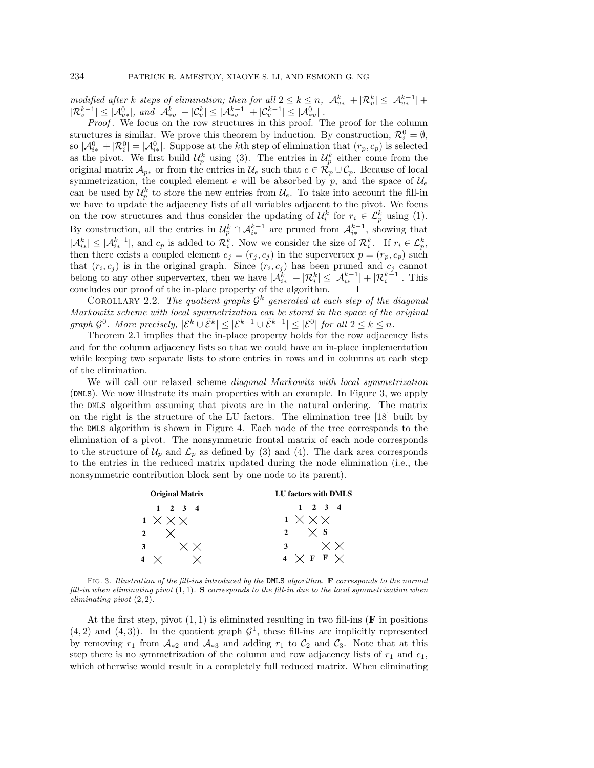*modified after $k$ steps of elimination; then for all $2 \le k \le n$, $|\mathcal{A}^k_{v*}| + |\mathcal{R}^k_v| \le |\mathcal{A}^{k-1}_{v*}| + |\mathcal{R}^{k-1}_v| \le |\mathcal{A}^0_{v*}|$, and $|\mathcal{A}^k_{*v}| + |\mathcal{C}^k_v| \le |\mathcal{A}^{k-1}_{*v}| + |\mathcal{C}^{k-1}_v| \le |\mathcal{A}^0_{*v}|$.*

*Proof*. We focus on the row structures in this proof. The proof for the column structures is similar. We prove this theorem by induction. By construction, $\mathcal{R}^0_i = \emptyset$, so $|\mathcal{A}^0_{i*}| + |\mathcal{R}^0_i| = |\mathcal{A}^0_{i*}|$. Suppose at the $k$th step of elimination that $(r_p, c_p)$ is selected as the pivot. We first build $\mathcal{U}^k_p$ using (3). The entries in $\mathcal{U}^k_p$ either come from the original matrix $\mathcal{A}_{p*}$ or from the entries in $\mathcal{U}_e$ such that $e \in \mathcal{R}_p \cup \mathcal{C}_p$. Because of local symmetrization, the coupled element $e$ will be absorbed by $p$, and the space of $\mathcal{U}_e$ can be used by $\mathcal{U}^k_p$ to store the new entries from $\mathcal{U}_e$. To take into account the fill-in we have to update the adjacency lists of all variables adjacent to the pivot. We focus on the row structures and thus consider the updating of $\mathcal{U}^k_i$ for $r_i \in \mathcal{L}^k_p$ using (1). By construction, all the entries in $\mathcal{U}^k_p \cap \mathcal{A}^{k-1}_{i*}$ are pruned from $\mathcal{A}^{k-1}_{i*}$, showing that $|\mathcal{A}^k_{i*}| \le |\mathcal{A}^{k-1}_{i*}|$, and $c_p$ is added to $\mathcal{R}^k_i$. Now we consider the size of $\mathcal{R}^k_i$. If $r_i \in \mathcal{L}^k_p$, then there exists a coupled element $e_j = (r_j, c_j)$ in the supervertex $p = (r_p, c_p)$ such that $(r_i, c_j)$ is in the original graph. Since $(r_i, c_j)$ has been pruned and $c_j$ cannot belong to any other supervertex, then we have $|\mathcal{A}^k_{i*}| + |\mathcal{R}^k_i| \le |\mathcal{A}^{k-1}_{i*}| + |\mathcal{R}^{k-1}_i|$. This concludes our proof of the in-place property of the algorithm. ∎

Corollary 2.2. *The quotient graphs $\mathcal{G}^k$ generated at each step of the diagonal Markowitz scheme with local symmetrization can be stored in the space of the original graph $\mathcal{G}^0$. More precisely, $|\mathcal{E}^k \cup \bar{\mathcal{E}}^k| \le |\mathcal{E}^{k-1} \cup \bar{\mathcal{E}}^{k-1}| \le |\mathcal{E}^0|$ for all $2 \le k \le n$.*

Theorem 2.1 implies that the in-place property holds for the row adjacency lists and for the column adjacency lists so that we could have an in-place implementation while keeping two separate lists to store entries in rows and in columns at each step of the elimination.

We will call our relaxed scheme *diagonal Markowitz with local symmetrization* (DMLS). We now illustrate its main properties with an example. In Figure 3, we apply the DMLS algorithm assuming that pivots are in the natural ordering. The matrix on the right is the structure of the LU factors. The elimination tree [18] built by the DMLS algorithm is shown in Figure 4. Each node of the tree corresponds to the elimination of a pivot. The nonsymmetric frontal matrix of each node corresponds to the structure of $\mathcal{U}_p$ and $\mathcal{L}_p$ as defined by (3) and (4). The dark area corresponds to the entries in the reduced matrix updated during the node elimination (i.e., the nonsymmetric contribution block sent by one node to its parent).

**Original Matrix**

| | 1 | 2 | 3 | 4 |
|---|---|---|---|---|
| **1** | × | × | × | |
| **2** | | × | | |
| **3** | | | × | × |
| **4** | × | | | × |

**LU factors with DMLS**

| | 1 | 2 | 3 | 4 |
|---|---|---|---|---|
| **1** | × | × | × | |
| **2** | | × | S | |
| **3** | | | × | × |
| **4** | × | F | F | × |

Fig. 3. *Illustration of the fill-ins introduced by the* DMLS *algorithm.* **F** *corresponds to the normal fill-in when eliminating pivot $(1, 1)$.* **S** *corresponds to the fill-in due to the local symmetrization when eliminating pivot $(2, 2)$.*

At the first step, pivot $(1, 1)$ is eliminated resulting in two fill-ins (**F** in positions $(4, 2)$ and $(4, 3)$). In the quotient graph $\mathcal{G}^1$, these fill-ins are implicitly represented by removing $r_1$ from $\mathcal{A}_{*2}$ and $\mathcal{A}_{*3}$ and adding $r_1$ to $\mathcal{C}_2$ and $\mathcal{C}_3$. Note that at this step there is no symmetrization of the column and row adjacency lists of $r_1$ and $c_1$, which otherwise would result in a completely full reduced matrix. When eliminating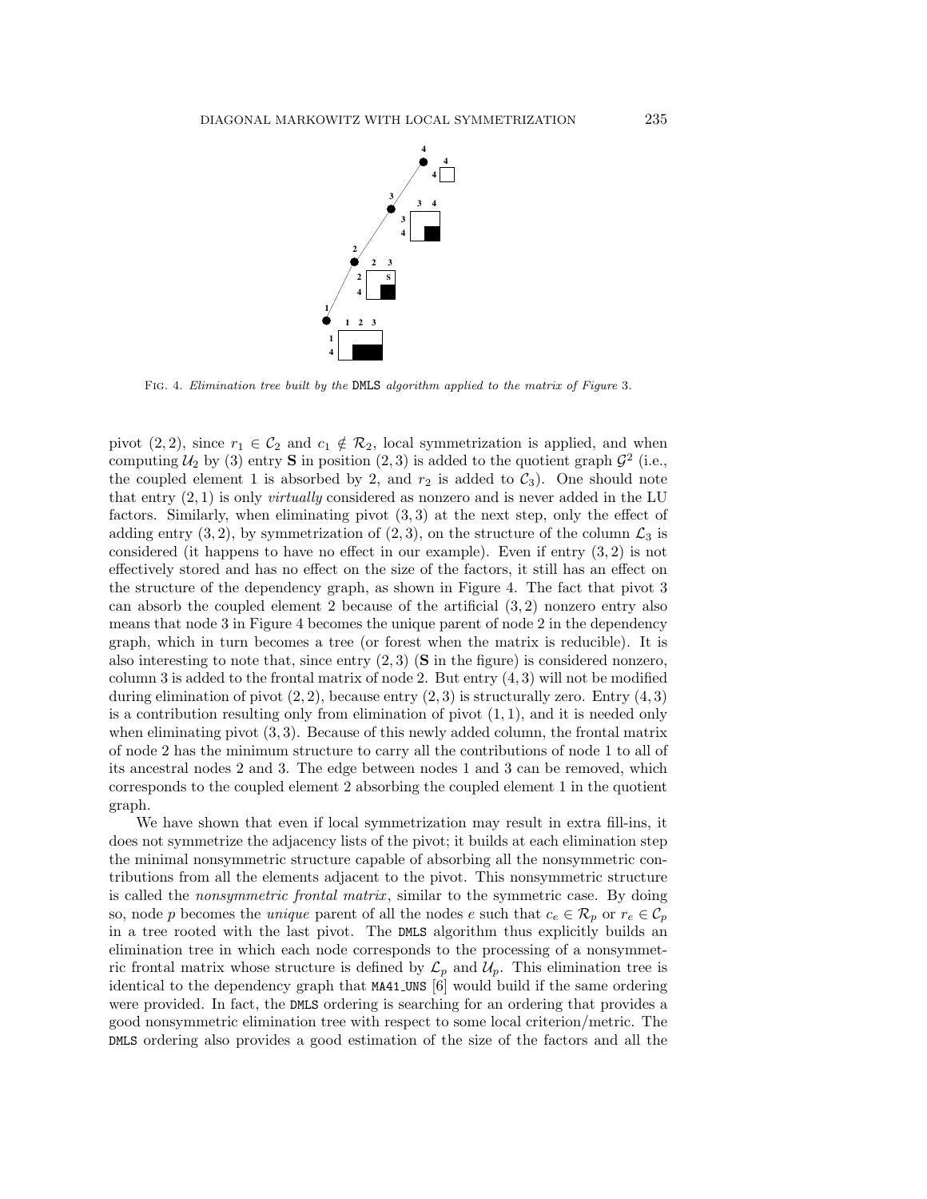FIG. 4. *Elimination tree built by the* DMLS *algorithm applied to the matrix of Figure* 3.

pivot $(2, 2)$, since $r_1 \in \mathcal{C}_2$ and $c_1 \notin \mathcal{R}_2$, local symmetrization is applied, and when computing $\mathcal{U}_2$ by (3) entry **S** in position $(2, 3)$ is added to the quotient graph $\mathcal{G}^2$ (i.e., the coupled element 1 is absorbed by 2, and $r_2$ is added to $\mathcal{C}_3$). One should note that entry $(2, 1)$ is only *virtually* considered as nonzero and is never added in the LU factors. Similarly, when eliminating pivot $(3, 3)$ at the next step, only the effect of adding entry $(3, 2)$, by symmetrization of $(2, 3)$, on the structure of the column $\mathcal{L}_3$ is considered (it happens to have no effect in our example). Even if entry $(3, 2)$ is not effectively stored and has no effect on the size of the factors, it still has an effect on the structure of the dependency graph, as shown in Figure 4. The fact that pivot 3 can absorb the coupled element 2 because of the artificial $(3, 2)$ nonzero entry also means that node 3 in Figure 4 becomes the unique parent of node 2 in the dependency graph, which in turn becomes a tree (or forest when the matrix is reducible). It is also interesting to note that, since entry $(2, 3)$ (**S** in the figure) is considered nonzero, column 3 is added to the frontal matrix of node 2. But entry $(4, 3)$ will not be modified during elimination of pivot $(2, 2)$, because entry $(2, 3)$ is structurally zero. Entry $(4, 3)$ is a contribution resulting only from elimination of pivot $(1, 1)$, and it is needed only when eliminating pivot $(3, 3)$. Because of this newly added column, the frontal matrix of node 2 has the minimum structure to carry all the contributions of node 1 to all of its ancestral nodes 2 and 3. The edge between nodes 1 and 3 can be removed, which corresponds to the coupled element 2 absorbing the coupled element 1 in the quotient graph.

We have shown that even if local symmetrization may result in extra fill-ins, it does not symmetrize the adjacency lists of the pivot; it builds at each elimination step the minimal nonsymmetric structure capable of absorbing all the nonsymmetric contributions from all the elements adjacent to the pivot. This nonsymmetric structure is called the *nonsymmetric frontal matrix*, similar to the symmetric case. By doing so, node $p$ becomes the *unique* parent of all the nodes $e$ such that $c_e \in \mathcal{R}_p$ or $r_e \in \mathcal{C}_p$ in a tree rooted with the last pivot. The DMLS algorithm thus explicitly builds an elimination tree in which each node corresponds to the processing of a nonsymmetric frontal matrix whose structure is defined by $\mathcal{L}_p$ and $\mathcal{U}_p$. This elimination tree is identical to the dependency graph that MA41_UNS [6] would build if the same ordering were provided. In fact, the DMLS ordering is searching for an ordering that provides a good nonsymmetric elimination tree with respect to some local criterion/metric. The DMLS ordering also provides a good estimation of the size of the factors and all the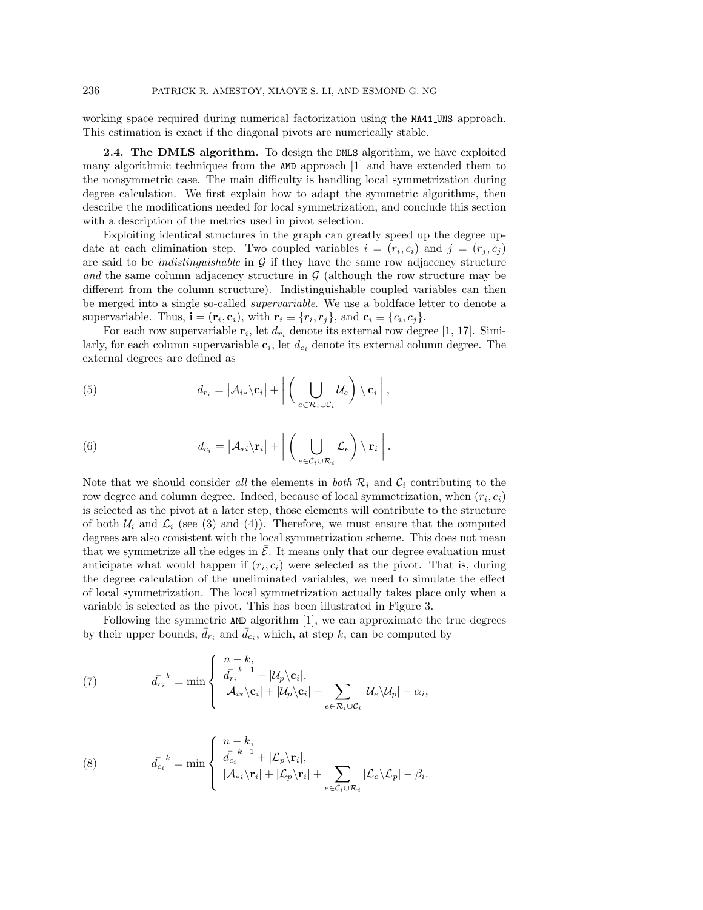working space required during numerical factorization using the MA41_UNS approach. This estimation is exact if the diagonal pivots are numerically stable.

**2.4. The DMLS algorithm.** To design the DMLS algorithm, we have exploited many algorithmic techniques from the AMD approach [1] and have extended them to the nonsymmetric case. The main difficulty is handling local symmetrization during degree calculation. We first explain how to adapt the symmetric algorithms, then describe the modifications needed for local symmetrization, and conclude this section with a description of the metrics used in pivot selection.

Exploiting identical structures in the graph can greatly speed up the degree update at each elimination step. Two coupled variables $i = (r_i, c_i)$ and $j = (r_j, c_j)$ are said to be *indistinguishable* in $\mathcal{G}$ if they have the same row adjacency structure *and* the same column adjacency structure in $\mathcal{G}$ (although the row structure may be different from the column structure). Indistinguishable coupled variables can then be merged into a single so-called *supervariable*. We use a boldface letter to denote a supervariable. Thus, $\mathbf{i} = (\mathbf{r}_i, \mathbf{c}_i)$, with $\mathbf{r}_i \equiv \{r_i, r_j\}$, and $\mathbf{c}_i \equiv \{c_i, c_j\}$.

For each row supervariable $\mathbf{r}_i$, let $d_{r_i}$ denote its external row degree [1, 17]. Similarly, for each column supervariable $\mathbf{c}_i$, let $d_{c_i}$ denote its external column degree. The external degrees are defined as

$$d_{r_i} = |\mathcal{A}_{i*} \backslash \mathbf{c}_i| + \left| \left( \bigcup_{e \in \mathcal{R}_i \cup \mathcal{C}_i} \mathcal{U}_e \right) \setminus \mathbf{c}_i \right|, \tag{5}$$

$$d_{c_i} = |\mathcal{A}_{*i} \backslash \mathbf{r}_i| + \left| \left( \bigcup_{e \in \mathcal{C}_i \cup \mathcal{R}_i} \mathcal{L}_e \right) \setminus \mathbf{r}_i \right|. \tag{6}$$

Note that we should consider *all* the elements in *both* $\mathcal{R}_i$ and $\mathcal{C}_i$ contributing to the row degree and column degree. Indeed, because of local symmetrization, when $(r_i, c_i)$ is selected as the pivot at a later step, those elements will contribute to the structure of both $\mathcal{U}_i$ and $\mathcal{L}_i$ (see (3) and (4)). Therefore, we must ensure that the computed degrees are also consistent with the local symmetrization scheme. This does not mean that we symmetrize all the edges in $\bar{\mathcal{E}}$. It means only that our degree evaluation must anticipate what would happen if $(r_i, c_i)$ were selected as the pivot. That is, during the degree calculation of the uneliminated variables, we need to simulate the effect of local symmetrization. The local symmetrization actually takes place only when a variable is selected as the pivot. This has been illustrated in Figure 3.

Following the symmetric AMD algorithm [1], we can approximate the true degrees by their upper bounds, $\bar{d_{r_i}}$ and $\bar{d_{c_i}}$, which, at step $k$, can be computed by

$$\bar{d_{r_i}}^{\,k} = \min \begin{cases} n - k, \\ \bar{d_{r_i}}^{\,k-1} + |\mathcal{U}_p \backslash \mathbf{c}_i|, \\ |\mathcal{A}_{i*} \backslash \mathbf{c}_i| + |\mathcal{U}_p \backslash \mathbf{c}_i| + \displaystyle\sum_{e \in \mathcal{R}_i \cup \mathcal{C}_i} |\mathcal{U}_e \backslash \mathcal{U}_p| - \alpha_i, \end{cases} \tag{7}$$

$$\bar{d_{c_i}}^{\,k} = \min \begin{cases} n - k, \\ \bar{d_{c_i}}^{\,k-1} + |\mathcal{L}_p \backslash \mathbf{r}_i|, \\ |\mathcal{A}_{*i} \backslash \mathbf{r}_i| + |\mathcal{L}_p \backslash \mathbf{r}_i| + \displaystyle\sum_{e \in \mathcal{C}_i \cup \mathcal{R}_i} |\mathcal{L}_e \backslash \mathcal{L}_p| - \beta_i. \end{cases} \tag{8}$$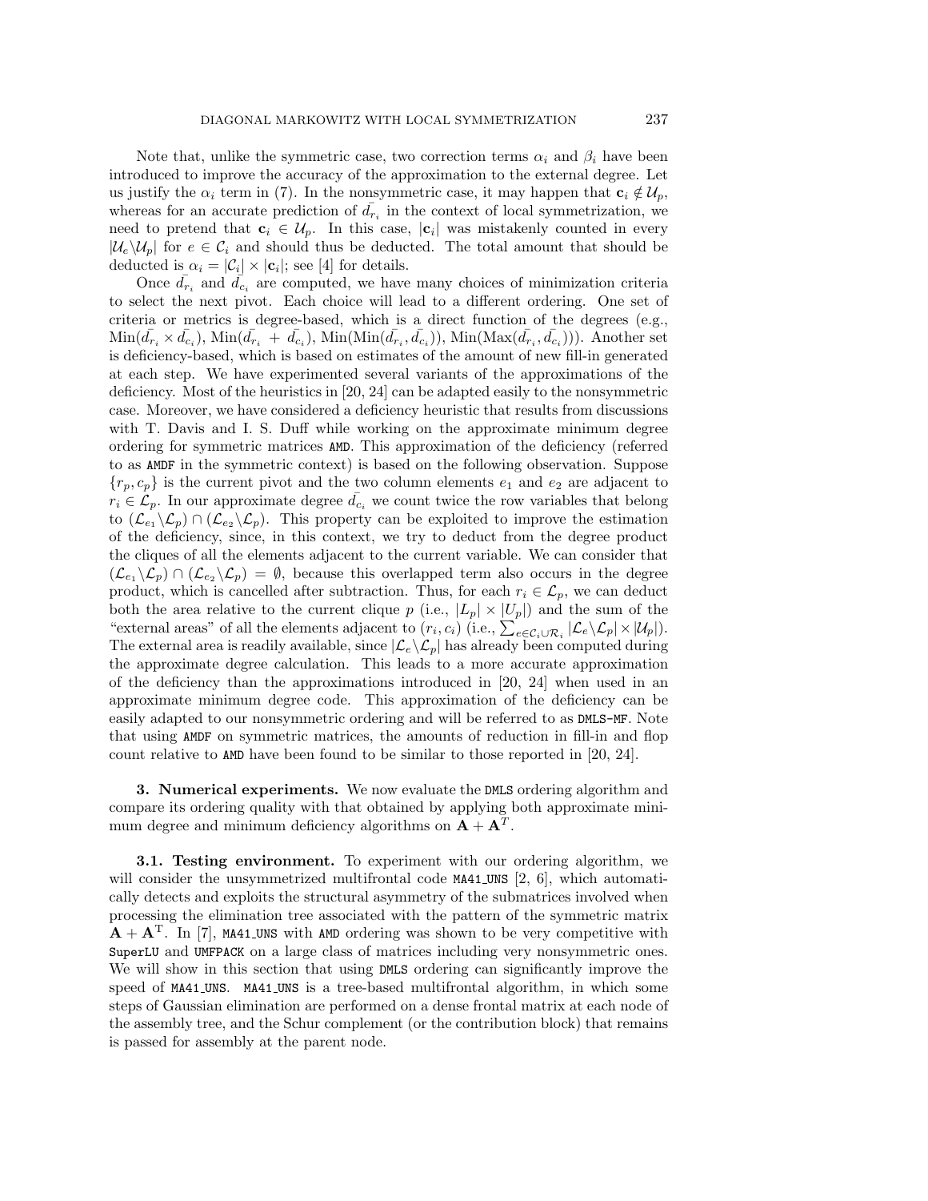Note that, unlike the symmetric case, two correction terms $\alpha_i$ and $\beta_i$ have been introduced to improve the accuracy of the approximation to the external degree. Let us justify the $\alpha_i$ term in (7). In the nonsymmetric case, it may happen that $\mathbf{c}_i \notin \mathcal{U}_p$, whereas for an accurate prediction of $\bar{d_{r_i}}$ in the context of local symmetrization, we need to pretend that $\mathbf{c}_i \in \mathcal{U}_p$. In this case, $|\mathbf{c}_i|$ was mistakenly counted in every $|\mathcal{U}_e \backslash \mathcal{U}_p|$ for $e \in \mathcal{C}_i$ and should thus be deducted. The total amount that should be deducted is $\alpha_i = |\mathcal{C}_i| \times |\mathbf{c}_i|$; see [4] for details.

Once $\bar{d_{r_i}}$ and $\bar{d_{c_i}}$ are computed, we have many choices of minimization criteria to select the next pivot. Each choice will lead to a different ordering. One set of criteria or metrics is degree-based, which is a direct function of the degrees (e.g., $\text{Min}(\bar{d_{r_i}} \times \bar{d_{c_i}})$, $\text{Min}(\bar{d_{r_i}} + \bar{d_{c_i}})$, $\text{Min}(\text{Min}(\bar{d_{r_i}}, \bar{d_{c_i}}))$, $\text{Min}(\text{Max}(\bar{d_{r_i}}, \bar{d_{c_i}}))$). Another set is deficiency-based, which is based on estimates of the amount of new fill-in generated at each step. We have experimented several variants of the approximations of the deficiency. Most of the heuristics in [20, 24] can be adapted easily to the nonsymmetric case. Moreover, we have considered a deficiency heuristic that results from discussions with T. Davis and I. S. Duff while working on the approximate minimum degree ordering for symmetric matrices AMD. This approximation of the deficiency (referred to as AMDF in the symmetric context) is based on the following observation. Suppose $\{r_p, c_p\}$ is the current pivot and the two column elements $e_1$ and $e_2$ are adjacent to $r_i \in \mathcal{L}_p$. In our approximate degree $\bar{d_{c_i}}$ we count twice the row variables that belong to $(\mathcal{L}_{e_1} \backslash \mathcal{L}_p) \cap (\mathcal{L}_{e_2} \backslash \mathcal{L}_p)$. This property can be exploited to improve the estimation of the deficiency, since, in this context, we try to deduct from the degree product the cliques of all the elements adjacent to the current variable. We can consider that $(\mathcal{L}_{e_1} \backslash \mathcal{L}_p) \cap (\mathcal{L}_{e_2} \backslash \mathcal{L}_p) = \emptyset$, because this overlapped term also occurs in the degree product, which is cancelled after subtraction. Thus, for each $r_i \in \mathcal{L}_p$, we can deduct both the area relative to the current clique $p$ (i.e., $|L_p| \times |U_p|$) and the sum of the "external areas" of all the elements adjacent to $(r_i, c_i)$ (i.e., $\sum_{e \in \mathcal{C}_i \cup \mathcal{R}_i} |\mathcal{L}_e \backslash \mathcal{L}_p| \times |\mathcal{U}_p|$). The external area is readily available, since $|\mathcal{L}_e \backslash \mathcal{L}_p|$ has already been computed during the approximate degree calculation. This leads to a more accurate approximation of the deficiency than the approximations introduced in [20, 24] when used in an approximate minimum degree code. This approximation of the deficiency can be easily adapted to our nonsymmetric ordering and will be referred to as DMLS-MF. Note that using AMDF on symmetric matrices, the amounts of reduction in fill-in and flop count relative to AMD have been found to be similar to those reported in [20, 24].

## 3. Numerical experiments.

We now evaluate the DMLS ordering algorithm and compare its ordering quality with that obtained by applying both approximate minimum degree and minimum deficiency algorithms on $\mathbf{A} + \mathbf{A}^T$.

### 3.1. Testing environment.

To experiment with our ordering algorithm, we will consider the unsymmetrized multifrontal code MA41_UNS [2, 6], which automatically detects and exploits the structural asymmetry of the submatrices involved when processing the elimination tree associated with the pattern of the symmetric matrix $\mathbf{A} + \mathbf{A}^{\mathrm{T}}$. In [7], MA41_UNS with AMD ordering was shown to be very competitive with SuperLU and UMFPACK on a large class of matrices including very nonsymmetric ones. We will show in this section that using DMLS ordering can significantly improve the speed of MA41_UNS. MA41_UNS is a tree-based multifrontal algorithm, in which some steps of Gaussian elimination are performed on a dense frontal matrix at each node of the assembly tree, and the Schur complement (or the contribution block) that remains is passed for assembly at the parent node.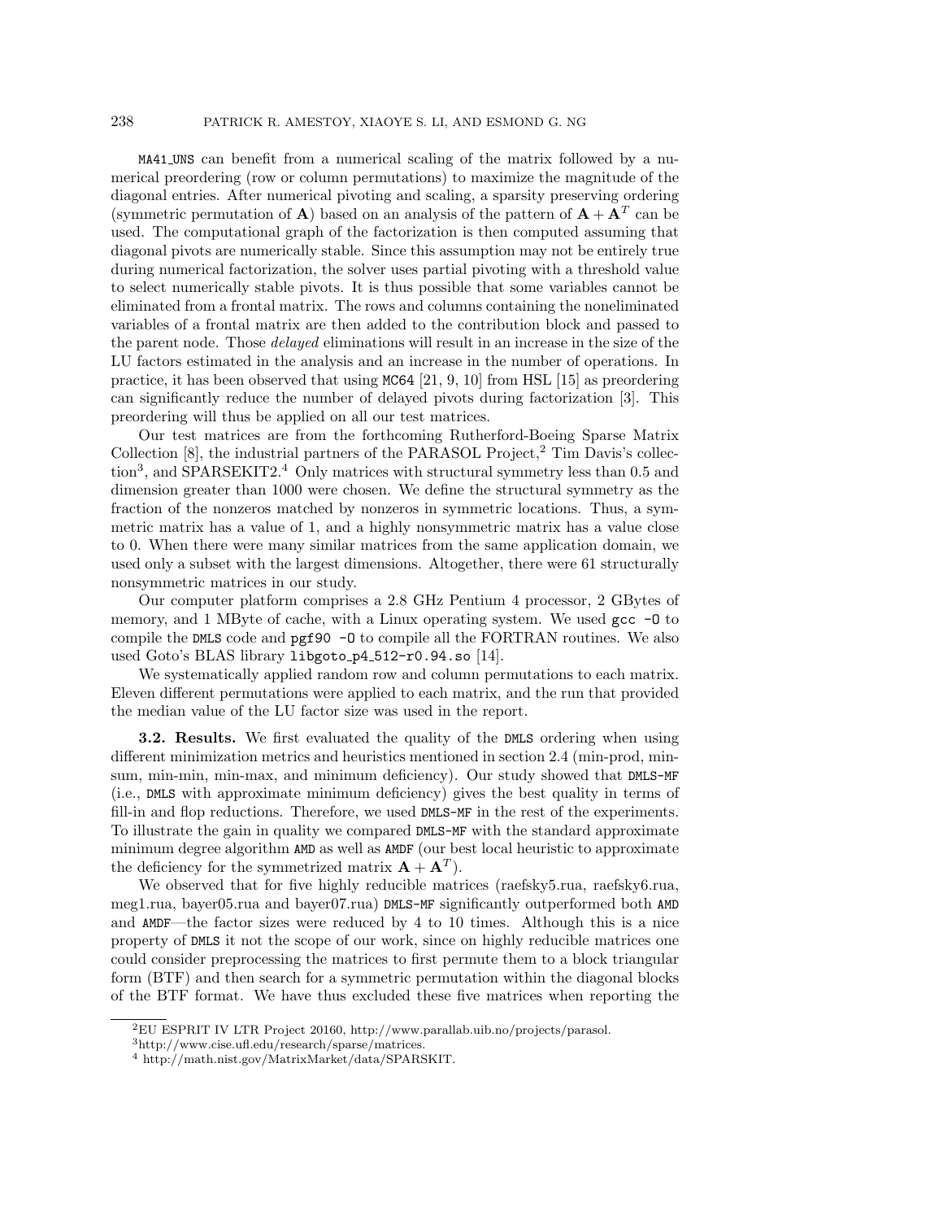MA41_UNS can benefit from a numerical scaling of the matrix followed by a numerical preordering (row or column permutations) to maximize the magnitude of the diagonal entries. After numerical pivoting and scaling, a sparsity preserving ordering (symmetric permutation of $\mathbf{A}$) based on an analysis of the pattern of $\mathbf{A} + \mathbf{A}^T$ can be used. The computational graph of the factorization is then computed assuming that diagonal pivots are numerically stable. Since this assumption may not be entirely true during numerical factorization, the solver uses partial pivoting with a threshold value to select numerically stable pivots. It is thus possible that some variables cannot be eliminated from a frontal matrix. The rows and columns containing the noneliminated variables of a frontal matrix are then added to the contribution block and passed to the parent node. Those *delayed* eliminations will result in an increase in the size of the LU factors estimated in the analysis and an increase in the number of operations. In practice, it has been observed that using MC64 [21, 9, 10] from HSL [15] as preordering can significantly reduce the number of delayed pivots during factorization [3]. This preordering will thus be applied on all our test matrices.

Our test matrices are from the forthcoming Rutherford-Boeing Sparse Matrix Collection [8], the industrial partners of the PARASOL Project,[2] Tim Davis's collection[3], and SPARSEKIT2.[4] Only matrices with structural symmetry less than 0.5 and dimension greater than 1000 were chosen. We define the structural symmetry as the fraction of the nonzeros matched by nonzeros in symmetric locations. Thus, a symmetric matrix has a value of 1, and a highly nonsymmetric matrix has a value close to 0. When there were many similar matrices from the same application domain, we used only a subset with the largest dimensions. Altogether, there were 61 structurally nonsymmetric matrices in our study.

Our computer platform comprises a 2.8 GHz Pentium 4 processor, 2 GBytes of memory, and 1 MByte of cache, with a Linux operating system. We used `gcc -O` to compile the DMLS code and `pgf90 -O` to compile all the FORTRAN routines. We also used Goto's BLAS library `libgoto_p4_512-r0.94.so` [14].

We systematically applied random row and column permutations to each matrix. Eleven different permutations were applied to each matrix, and the run that provided the median value of the LU factor size was used in the report.

**3.2. Results.** We first evaluated the quality of the DMLS ordering when using different minimization metrics and heuristics mentioned in section 2.4 (min-prod, min-sum, min-min, min-max, and minimum deficiency). Our study showed that DMLS-MF (i.e., DMLS with approximate minimum deficiency) gives the best quality in terms of fill-in and flop reductions. Therefore, we used DMLS-MF in the rest of the experiments. To illustrate the gain in quality we compared DMLS-MF with the standard approximate minimum degree algorithm AMD as well as AMDF (our best local heuristic to approximate the deficiency for the symmetrized matrix $\mathbf{A} + \mathbf{A}^T$).

We observed that for five highly reducible matrices (raefsky5.rua, raefsky6.rua, meg1.rua, bayer05.rua and bayer07.rua) DMLS-MF significantly outperformed both AMD and AMDF—the factor sizes were reduced by 4 to 10 times. Although this is a nice property of DMLS it not the scope of our work, since on highly reducible matrices one could consider preprocessing the matrices to first permute them to a block triangular form (BTF) and then search for a symmetric permutation within the diagonal blocks of the BTF format. We have thus excluded these five matrices when reporting the

[2] EU ESPRIT IV LTR Project 20160, http://www.parallab.uib.no/projects/parasol.

[3] http://www.cise.ufl.edu/research/sparse/matrices.

[4] http://math.nist.gov/MatrixMarket/data/SPARSKIT.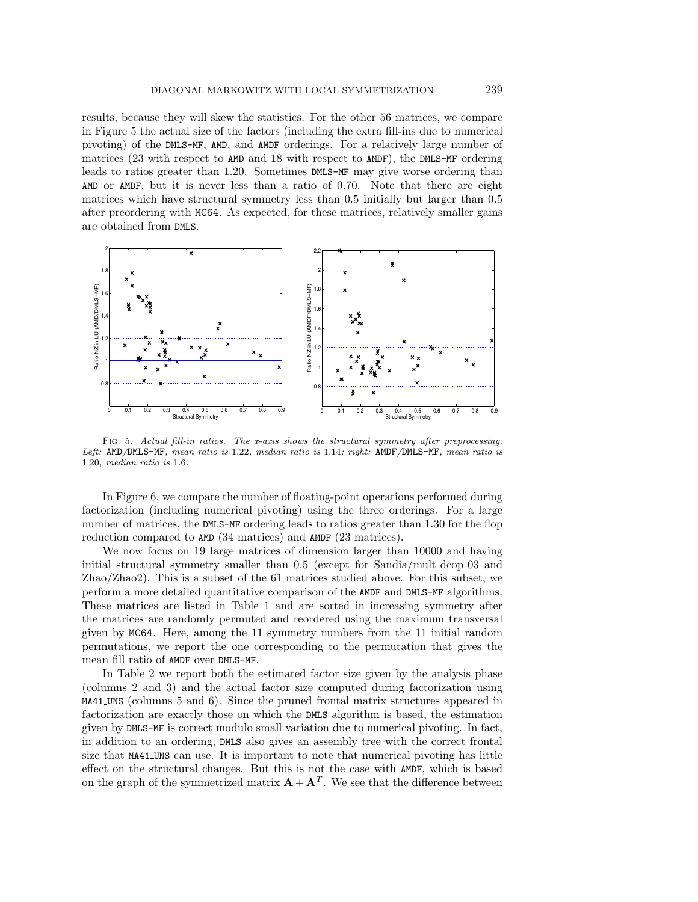results, because they will skew the statistics. For the other 56 matrices, we compare in Figure 5 the actual size of the factors (including the extra fill-ins due to numerical pivoting) of the DMLS-MF, AMD, and AMDF orderings. For a relatively large number of matrices (23 with respect to AMD and 18 with respect to AMDF), the DMLS-MF ordering leads to ratios greater than 1.20. Sometimes DMLS-MF may give worse ordering than AMD or AMDF, but it is never less than a ratio of 0.70. Note that there are eight matrices which have structural symmetry less than 0.5 initially but larger than 0.5 after preordering with MC64. As expected, for these matrices, relatively smaller gains are obtained from DMLS.

Fig. 5. *Actual fill-in ratios. The x-axis shows the structural symmetry after preprocessing. Left:* AMD/DMLS-MF*, mean ratio is* 1.22*, median ratio is* 1.14*; right:* AMDF/DMLS-MF*, mean ratio is* 1.20*, median ratio is* 1.6*.*

In Figure 6, we compare the number of floating-point operations performed during factorization (including numerical pivoting) using the three orderings. For a large number of matrices, the DMLS-MF ordering leads to ratios greater than 1.30 for the flop reduction compared to AMD (34 matrices) and AMDF (23 matrices).

We now focus on 19 large matrices of dimension larger than 10000 and having initial structural symmetry smaller than 0.5 (except for Sandia/mult_dcop_03 and Zhao/Zhao2). This is a subset of the 61 matrices studied above. For this subset, we perform a more detailed quantitative comparison of the AMDF and DMLS-MF algorithms. These matrices are listed in Table 1 and are sorted in increasing symmetry after the matrices are randomly permuted and reordered using the maximum transversal given by MC64. Here, among the 11 symmetry numbers from the 11 initial random permutations, we report the one corresponding to the permutation that gives the mean fill ratio of AMDF over DMLS-MF.

In Table 2 we report both the estimated factor size given by the analysis phase (columns 2 and 3) and the actual factor size computed during factorization using MA41_UNS (columns 5 and 6). Since the pruned frontal matrix structures appeared in factorization are exactly those on which the DMLS algorithm is based, the estimation given by DMLS-MF is correct modulo small variation due to numerical pivoting. In fact, in addition to an ordering, DMLS also gives an assembly tree with the correct frontal size that MA41_UNS can use. It is important to note that numerical pivoting has little effect on the structural changes. But this is not the case with AMDF, which is based on the graph of the symmetrized matrix $\mathbf{A} + \mathbf{A}^T$. We see that the difference between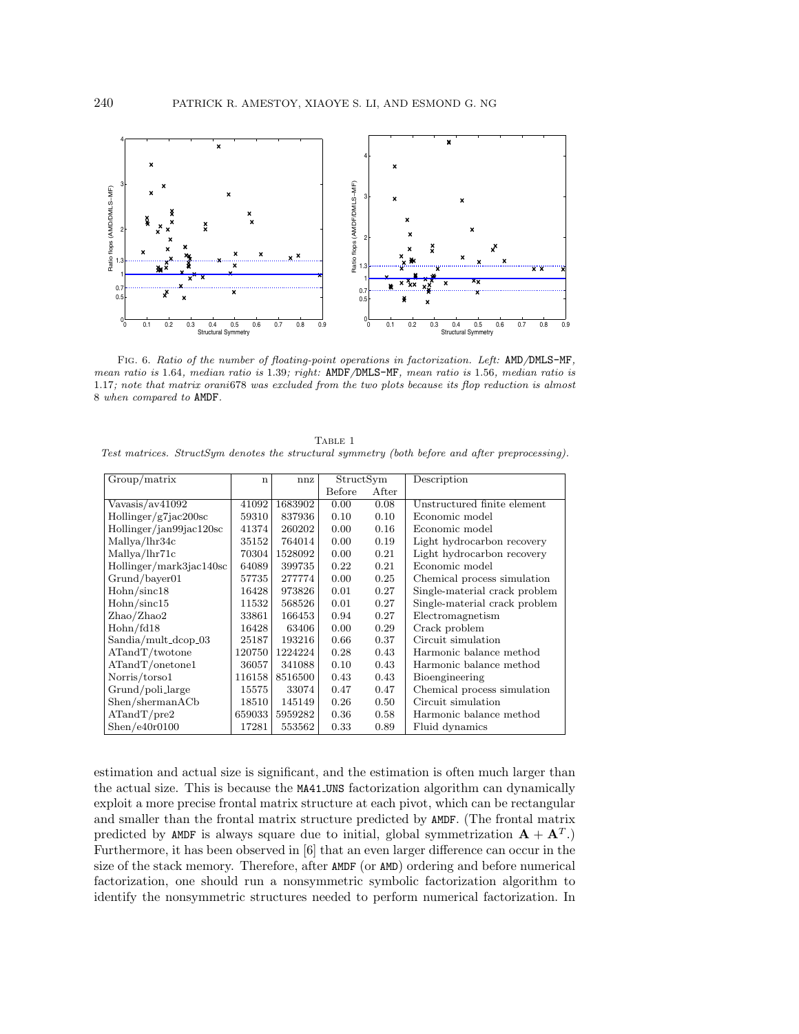Fig. 6. *Ratio of the number of floating-point operations in factorization. Left:* AMD/DMLS-MF*, mean ratio is* 1.64*, median ratio is* 1.39*; right:* AMDF/DMLS-MF*, mean ratio is* 1.56*, median ratio is* 1.17*; note that matrix orani*678 *was excluded from the two plots because its flop reduction is almost* 8 *when compared to* AMDF*.*

Table 1

*Test matrices. StructSym denotes the structural symmetry (both before and after preprocessing).*

| Group/matrix | n | nnz | StructSym | | Description |
|---|---|---|---|---|---|
| | | | Before | After | |
| Vavasis/av41092 | 41092 | 1683902 | 0.00 | 0.08 | Unstructured finite element |
| Hollinger/g7jac200sc | 59310 | 837936 | 0.10 | 0.10 | Economic model |
| Hollinger/jan99jac120sc | 41374 | 260202 | 0.00 | 0.16 | Economic model |
| Mallya/lhr34c | 35152 | 764014 | 0.00 | 0.19 | Light hydrocarbon recovery |
| Mallya/lhr71c | 70304 | 1528092 | 0.00 | 0.21 | Light hydrocarbon recovery |
| Hollinger/mark3jac140sc | 64089 | 399735 | 0.22 | 0.21 | Economic model |
| Grund/bayer01 | 57735 | 277774 | 0.00 | 0.25 | Chemical process simulation |
| Hohn/sinc18 | 16428 | 973826 | 0.01 | 0.27 | Single-material crack problem |
| Hohn/sinc15 | 11532 | 568526 | 0.01 | 0.27 | Single-material crack problem |
| Zhao/Zhao2 | 33861 | 166453 | 0.94 | 0.27 | Electromagnetism |
| Hohn/fd18 | 16428 | 63406 | 0.00 | 0.29 | Crack problem |
| Sandia/mult_dcop_03 | 25187 | 193216 | 0.66 | 0.37 | Circuit simulation |
| ATandT/twotone | 120750 | 1224224 | 0.28 | 0.43 | Harmonic balance method |
| ATandT/onetone1 | 36057 | 341088 | 0.10 | 0.43 | Harmonic balance method |
| Norris/torso1 | 116158 | 8516500 | 0.43 | 0.43 | Bioengineering |
| Grund/poli_large | 15575 | 33074 | 0.47 | 0.47 | Chemical process simulation |
| Shen/shermanACb | 18510 | 145149 | 0.26 | 0.50 | Circuit simulation |
| ATandT/pre2 | 659033 | 5959282 | 0.36 | 0.58 | Harmonic balance method |
| Shen/e40r0100 | 17281 | 553562 | 0.33 | 0.89 | Fluid dynamics |

estimation and actual size is significant, and the estimation is often much larger than the actual size. This is because the MA41_UNS factorization algorithm can dynamically exploit a more precise frontal matrix structure at each pivot, which can be rectangular and smaller than the frontal matrix structure predicted by AMDF. (The frontal matrix predicted by AMDF is always square due to initial, global symmetrization $\mathbf{A} + \mathbf{A}^T$.) Furthermore, it has been observed in [6] that an even larger difference can occur in the size of the stack memory. Therefore, after AMDF (or AMD) ordering and before numerical factorization, one should run a nonsymmetric symbolic factorization algorithm to identify the nonsymmetric structures needed to perform numerical factorization. In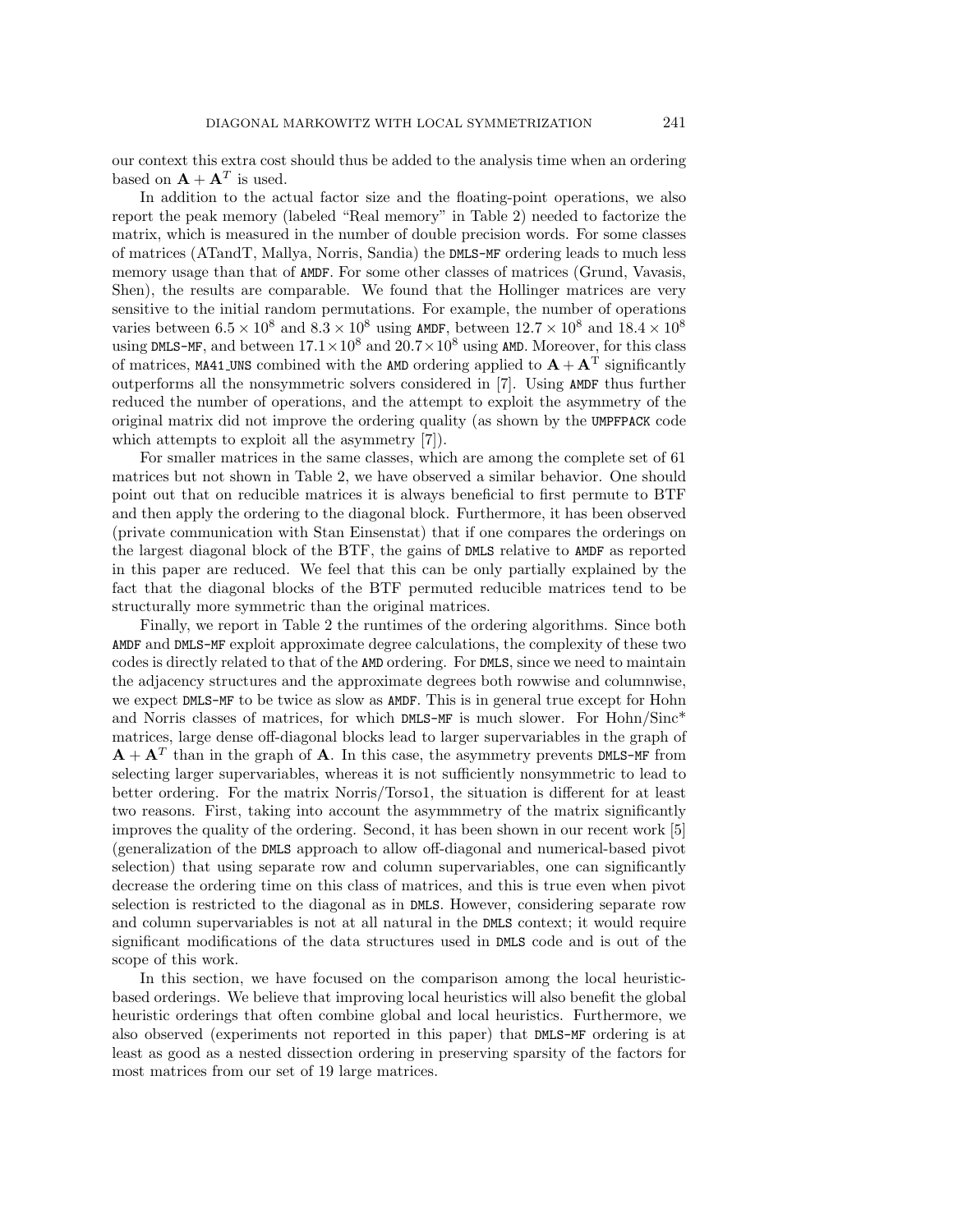our context this extra cost should thus be added to the analysis time when an ordering based on $\mathbf{A} + \mathbf{A}^T$ is used.

In addition to the actual factor size and the floating-point operations, we also report the peak memory (labeled "Real memory" in Table 2) needed to factorize the matrix, which is measured in the number of double precision words. For some classes of matrices (ATandT, Mallya, Norris, Sandia) the DMLS-MF ordering leads to much less memory usage than that of AMDF. For some other classes of matrices (Grund, Vavasis, Shen), the results are comparable. We found that the Hollinger matrices are very sensitive to the initial random permutations. For example, the number of operations varies between $6.5 \times 10^8$ and $8.3 \times 10^8$ using AMDF, between $12.7 \times 10^8$ and $18.4 \times 10^8$ using DMLS-MF, and between $17.1 \times 10^8$ and $20.7 \times 10^8$ using AMD. Moreover, for this class of matrices, MA41_UNS combined with the AMD ordering applied to $\mathbf{A} + \mathbf{A}^T$ significantly outperforms all the nonsymmetric solvers considered in [7]. Using AMDF thus further reduced the number of operations, and the attempt to exploit the asymmetry of the original matrix did not improve the ordering quality (as shown by the UMFPACK code which attempts to exploit all the asymmetry [7]).

For smaller matrices in the same classes, which are among the complete set of 61 matrices but not shown in Table 2, we have observed a similar behavior. One should point out that on reducible matrices it is always beneficial to first permute to BTF and then apply the ordering to the diagonal block. Furthermore, it has been observed (private communication with Stan Eisenstat) that if one compares the orderings on the largest diagonal block of the BTF, the gains of DMLS relative to AMDF as reported in this paper are reduced. We feel that this can be only partially explained by the fact that the diagonal blocks of the BTF permuted reducible matrices tend to be structurally more symmetric than the original matrices.

Finally, we report in Table 2 the runtimes of the ordering algorithms. Since both AMDF and DMLS-MF exploit approximate degree calculations, the complexity of these two codes is directly related to that of the AMD ordering. For DMLS, since we need to maintain the adjacency structures and the approximate degrees both rowwise and columnwise, we expect DMLS-MF to be twice as slow as AMDF. This is in general true except for Hohn and Norris classes of matrices, for which DMLS-MF is much slower. For Hohn/Sinc* matrices, large dense off-diagonal blocks lead to larger supervariables in the graph of $\mathbf{A} + \mathbf{A}^T$ than in the graph of $\mathbf{A}$. In this case, the asymmetry prevents DMLS-MF from selecting larger supervariables, whereas it is not sufficiently nonsymmetric to lead to better ordering. For the matrix Norris/Torso1, the situation is different for at least two reasons. First, taking into account the asymmmetry of the matrix significantly improves the quality of the ordering. Second, it has been shown in our recent work [5] (generalization of the DMLS approach to allow off-diagonal and numerical-based pivot selection) that using separate row and column supervariables, one can significantly decrease the ordering time on this class of matrices, and this is true even when pivot selection is restricted to the diagonal as in DMLS. However, considering separate row and column supervariables is not at all natural in the DMLS context; it would require significant modifications of the data structures used in DMLS code and is out of the scope of this work.

In this section, we have focused on the comparison among the local heuristic-based orderings. We believe that improving local heuristics will also benefit the global heuristic orderings that often combine global and local heuristics. Furthermore, we also observed (experiments not reported in this paper) that DMLS-MF ordering is at least as good as a nested dissection ordering in preserving sparsity of the factors for most matrices from our set of 19 large matrices.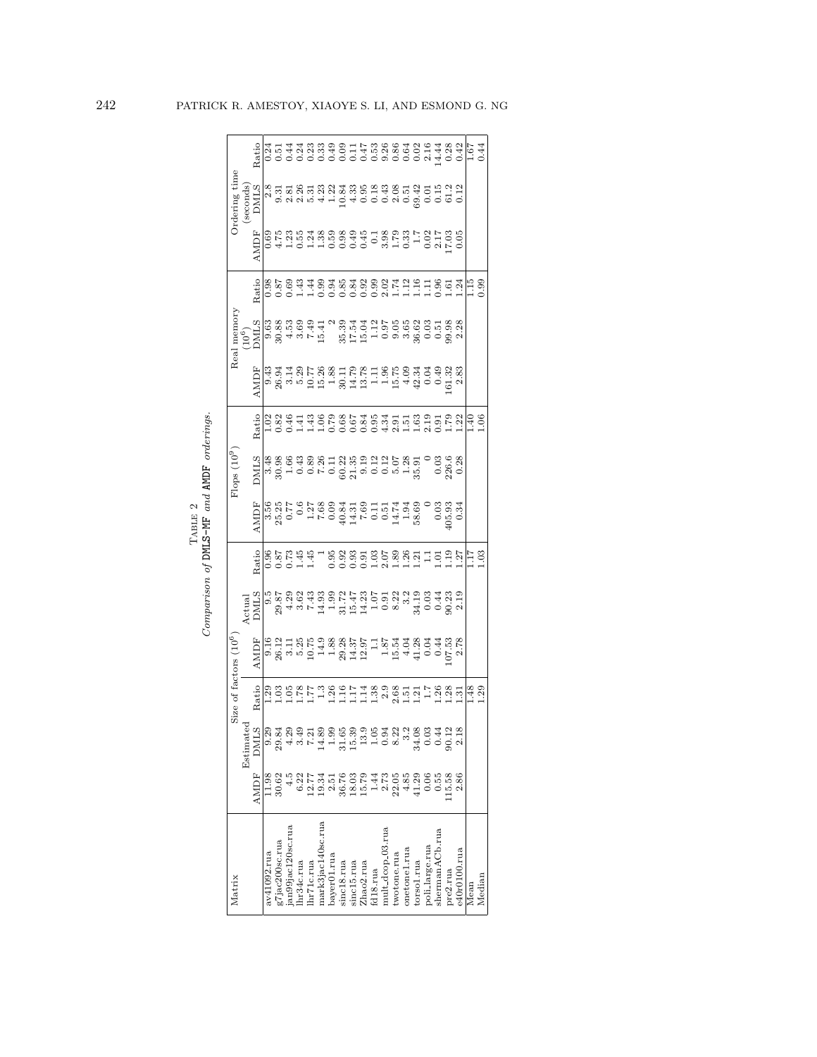TABLE 2
*Comparison of* DMLS-MF *and* AMDF *orderings.*

| Matrix | Size of factors ($10^6$) | | | | | | Flops ($10^9$) | | | Real memory ($10^6$) | | | Ordering time (seconds) | | |
|---|---|---|---|---|---|---|---|---|---|---|---|---|---|---|---|
| | Estimated | | | Actual | | | | | | | | | | | |
| | AMDF | DMLS | Ratio | AMDF | DMLS | Ratio | AMDF | DMLS | Ratio | AMDF | DMLS | Ratio | AMDF | DMLS | Ratio |
| av41092.rua | 11.98 | 9.29 | 1.29 | 9.16 | 9.5 | 0.96 | 3.56 | 3.48 | 1.02 | 9.43 | 9.63 | 0.98 | 0.69 | 2.8 | 0.24 |
| g7jac200sc.rua | 30.62 | 29.84 | 1.03 | 26.12 | 29.87 | 0.87 | 25.25 | 30.98 | 0.82 | 26.94 | 30.88 | 0.87 | 4.75 | 9.31 | 0.51 |
| jan99jac120sc.rua | 4.5 | 4.29 | 1.05 | 3.11 | 4.29 | 0.73 | 0.77 | 1.66 | 0.46 | 3.14 | 4.53 | 0.69 | 1.23 | 2.81 | 0.44 |
| lhr34c.rua | 6.22 | 3.49 | 1.78 | 5.25 | 3.62 | 1.45 | 0.6 | 0.43 | 1.41 | 5.29 | 3.69 | 1.43 | 0.55 | 2.26 | 0.24 |
| lhr71c.rua | 12.77 | 7.21 | 1.77 | 10.75 | 7.43 | 1.45 | 1.27 | 0.89 | 1.43 | 10.77 | 7.49 | 1.44 | 1.24 | 5.31 | 0.23 |
| mark3jac140sc.rua | 19.34 | 14.89 | 1.3 | 14.9 | 14.93 | 1 | 7.68 | 7.26 | 1.06 | 15.26 | 15.41 | 0.99 | 1.38 | 4.23 | 0.33 |
| bayer01.rua | 2.51 | 1.99 | 1.26 | 1.88 | 1.99 | 0.95 | 0.09 | 0.11 | 0.79 | 1.88 | 2 | 0.94 | 0.59 | 1.22 | 0.49 |
| sinc18.rua | 36.76 | 31.65 | 1.16 | 29.28 | 31.72 | 0.92 | 40.84 | 60.22 | 0.68 | 30.11 | 35.39 | 0.85 | 0.98 | 10.84 | 0.09 |
| sinc15.rua | 18.03 | 15.39 | 1.17 | 14.37 | 15.47 | 0.93 | 14.31 | 21.35 | 0.67 | 14.79 | 17.54 | 0.84 | 0.49 | 4.33 | 0.11 |
| Zhao2.rua | 15.79 | 13.9 | 1.14 | 12.97 | 14.23 | 0.91 | 7.69 | 9.19 | 0.84 | 13.78 | 15.04 | 0.92 | 0.45 | 0.95 | 0.47 |
| fd18.rua | 1.44 | 1.05 | 1.38 | 1.1 | 1.07 | 1.03 | 0.11 | 0.12 | 0.95 | 1.11 | 1.12 | 0.99 | 0.1 | 0.18 | 0.53 |
| mult_dcop_03.rua | 2.73 | 0.94 | 2.9 | 1.87 | 0.91 | 2.07 | 0.51 | 0.12 | 4.34 | 1.96 | 0.97 | 2.02 | 3.98 | 0.43 | 9.26 |
| twotone.rua | 22.05 | 8.22 | 2.68 | 15.54 | 8.22 | 1.89 | 14.74 | 5.07 | 2.91 | 15.75 | 9.05 | 1.74 | 1.79 | 2.08 | 0.86 |
| onetone1.rua | 4.85 | 3.2 | 1.51 | 4.04 | 3.2 | 1.26 | 1.94 | 1.28 | 1.51 | 4.09 | 3.65 | 1.12 | 0.33 | 0.51 | 0.64 |
| torso1.rua | 41.29 | 34.08 | 1.21 | 41.28 | 34.19 | 1.21 | 58.69 | 35.91 | 1.63 | 42.34 | 36.62 | 1.16 | 1.7 | 69.42 | 0.02 |
| poli_large.rua | 0.06 | 0.03 | 1.7 | 0.04 | 0.03 | 1.1 | 0 | 0 | 2.19 | 0.04 | 0.03 | 1.11 | 0.02 | 0.01 | 2.16 |
| shermanACb.rua | 0.55 | 0.44 | 1.26 | 0.44 | 0.44 | 1.01 | 0.03 | 0.03 | 0.91 | 0.49 | 0.51 | 0.96 | 2.17 | 0.15 | 14.44 |
| pre2.rua | 115.58 | 90.12 | 1.28 | 107.53 | 90.23 | 1.19 | 405.93 | 226.6 | 1.79 | 161.32 | 99.98 | 1.61 | 17.03 | 61.2 | 0.28 |
| e40r0100.rua | 2.86 | 2.18 | 1.31 | 2.78 | 2.19 | 1.27 | 0.34 | 0.28 | 1.22 | 2.83 | 2.28 | 1.24 | 0.05 | 0.12 | 0.42 |
| Mean | | | 1.48 | | | 1.17 | | | 1.40 | | | 1.15 | | | 1.67 |
| Median | | | 1.29 | | | 1.03 | | | 1.06 | | | 0.99 | | | 0.44 |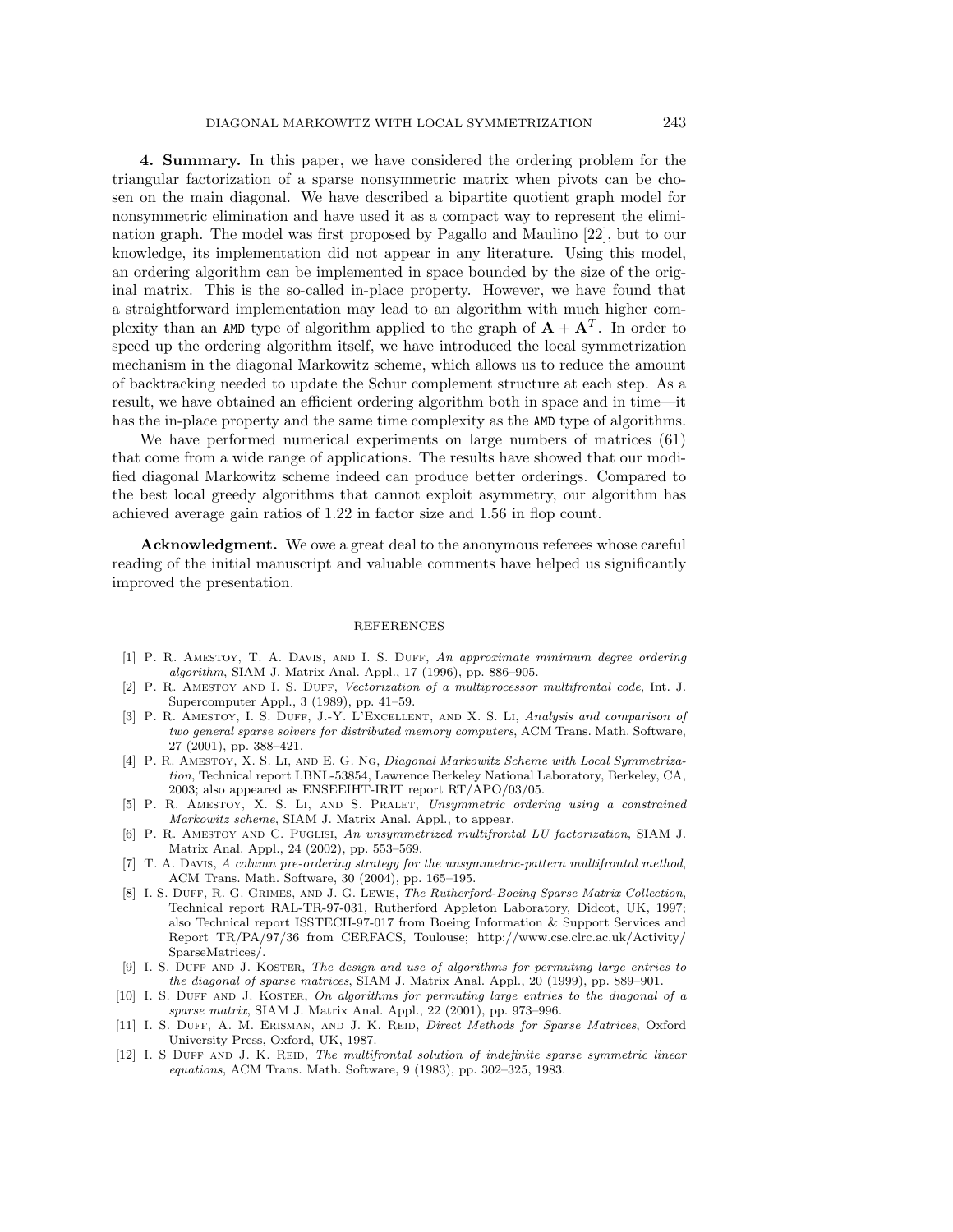**4. Summary.** In this paper, we have considered the ordering problem for the triangular factorization of a sparse nonsymmetric matrix when pivots can be chosen on the main diagonal. We have described a bipartite quotient graph model for nonsymmetric elimination and have used it as a compact way to represent the elimination graph. The model was first proposed by Pagallo and Maulino [22], but to our knowledge, its implementation did not appear in any literature. Using this model, an ordering algorithm can be implemented in space bounded by the size of the original matrix. This is the so-called in-place property. However, we have found that a straightforward implementation may lead to an algorithm with much higher complexity than an AMD type of algorithm applied to the graph of $\mathbf{A} + \mathbf{A}^T$. In order to speed up the ordering algorithm itself, we have introduced the local symmetrization mechanism in the diagonal Markowitz scheme, which allows us to reduce the amount of backtracking needed to update the Schur complement structure at each step. As a result, we have obtained an efficient ordering algorithm both in space and in time—it has the in-place property and the same time complexity as the AMD type of algorithms.

We have performed numerical experiments on large numbers of matrices (61) that come from a wide range of applications. The results have showed that our modified diagonal Markowitz scheme indeed can produce better orderings. Compared to the best local greedy algorithms that cannot exploit asymmetry, our algorithm has achieved average gain ratios of 1.22 in factor size and 1.56 in flop count.

**Acknowledgment.** We owe a great deal to the anonymous referees whose careful reading of the initial manuscript and valuable comments have helped us significantly improved the presentation.

## REFERENCES

[1] P. R. Amestoy, T. A. Davis, and I. S. Duff, *An approximate minimum degree ordering algorithm*, SIAM J. Matrix Anal. Appl., 17 (1996), pp. 886–905.

[2] P. R. Amestoy and I. S. Duff, *Vectorization of a multiprocessor multifrontal code*, Int. J. Supercomputer Appl., 3 (1989), pp. 41–59.

[3] P. R. Amestoy, I. S. Duff, J.-Y. L'Excellent, and X. S. Li, *Analysis and comparison of two general sparse solvers for distributed memory computers*, ACM Trans. Math. Software, 27 (2001), pp. 388–421.

[4] P. R. Amestoy, X. S. Li, and E. G. Ng, *Diagonal Markowitz Scheme with Local Symmetrization*, Technical report LBNL-53854, Lawrence Berkeley National Laboratory, Berkeley, CA, 2003; also appeared as ENSEEIHT-IRIT report RT/APO/03/05.

[5] P. R. Amestoy, X. S. Li, and S. Pralet, *Unsymmetric ordering using a constrained Markowitz scheme*, SIAM J. Matrix Anal. Appl., to appear.

[6] P. R. Amestoy and C. Puglisi, *An unsymmetrized multifrontal LU factorization*, SIAM J. Matrix Anal. Appl., 24 (2002), pp. 553–569.

[7] T. A. Davis, *A column pre-ordering strategy for the unsymmetric-pattern multifrontal method*, ACM Trans. Math. Software, 30 (2004), pp. 165–195.

[8] I. S. Duff, R. G. Grimes, and J. G. Lewis, *The Rutherford-Boeing Sparse Matrix Collection*, Technical report RAL-TR-97-031, Rutherford Appleton Laboratory, Didcot, UK, 1997; also Technical report ISSTECH-97-017 from Boeing Information & Support Services and Report TR/PA/97/36 from CERFACS, Toulouse; http://www.cse.clrc.ac.uk/Activity/SparseMatrices/.

[9] I. S. Duff and J. Koster, *The design and use of algorithms for permuting large entries to the diagonal of sparse matrices*, SIAM J. Matrix Anal. Appl., 20 (1999), pp. 889–901.

[10] I. S. Duff and J. Koster, *On algorithms for permuting large entries to the diagonal of a sparse matrix*, SIAM J. Matrix Anal. Appl., 22 (2001), pp. 973–996.

[11] I. S. Duff, A. M. Erisman, and J. K. Reid, *Direct Methods for Sparse Matrices*, Oxford University Press, Oxford, UK, 1987.

[12] I. S Duff and J. K. Reid, *The multifrontal solution of indefinite sparse symmetric linear equations*, ACM Trans. Math. Software, 9 (1983), pp. 302–325, 1983.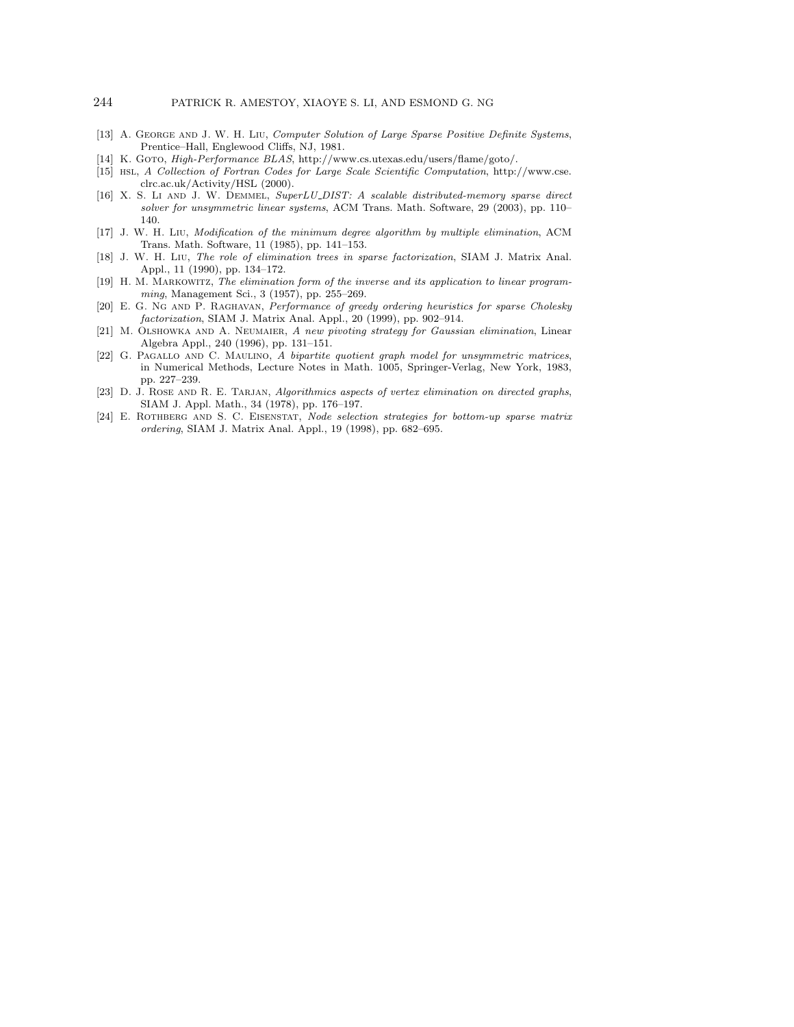[13] A. George and J. W. H. Liu, *Computer Solution of Large Sparse Positive Definite Systems*, Prentice–Hall, Englewood Cliffs, NJ, 1981.

[14] K. Goto, *High-Performance BLAS*, http://www.cs.utexas.edu/users/flame/goto/.

[15] hsl, *A Collection of Fortran Codes for Large Scale Scientific Computation*, http://www.cse.clrc.ac.uk/Activity/HSL (2000).

[16] X. S. Li and J. W. Demmel, *SuperLU_DIST: A scalable distributed-memory sparse direct solver for unsymmetric linear systems*, ACM Trans. Math. Software, 29 (2003), pp. 110–140.

[17] J. W. H. Liu, *Modification of the minimum degree algorithm by multiple elimination*, ACM Trans. Math. Software, 11 (1985), pp. 141–153.

[18] J. W. H. Liu, *The role of elimination trees in sparse factorization*, SIAM J. Matrix Anal. Appl., 11 (1990), pp. 134–172.

[19] H. M. Markowitz, *The elimination form of the inverse and its application to linear programming*, Management Sci., 3 (1957), pp. 255–269.

[20] E. G. Ng and P. Raghavan, *Performance of greedy ordering heuristics for sparse Cholesky factorization*, SIAM J. Matrix Anal. Appl., 20 (1999), pp. 902–914.

[21] M. Olshowka and A. Neumaier, *A new pivoting strategy for Gaussian elimination*, Linear Algebra Appl., 240 (1996), pp. 131–151.

[22] G. Pagallo and C. Maulino, *A bipartite quotient graph model for unsymmetric matrices*, in Numerical Methods, Lecture Notes in Math. 1005, Springer-Verlag, New York, 1983, pp. 227–239.

[23] D. J. Rose and R. E. Tarjan, *Algorithmics aspects of vertex elimination on directed graphs*, SIAM J. Appl. Math., 34 (1978), pp. 176–197.

[24] E. Rothberg and S. C. Eisenstat, *Node selection strategies for bottom-up sparse matrix ordering*, SIAM J. Matrix Anal. Appl., 19 (1998), pp. 682–695.